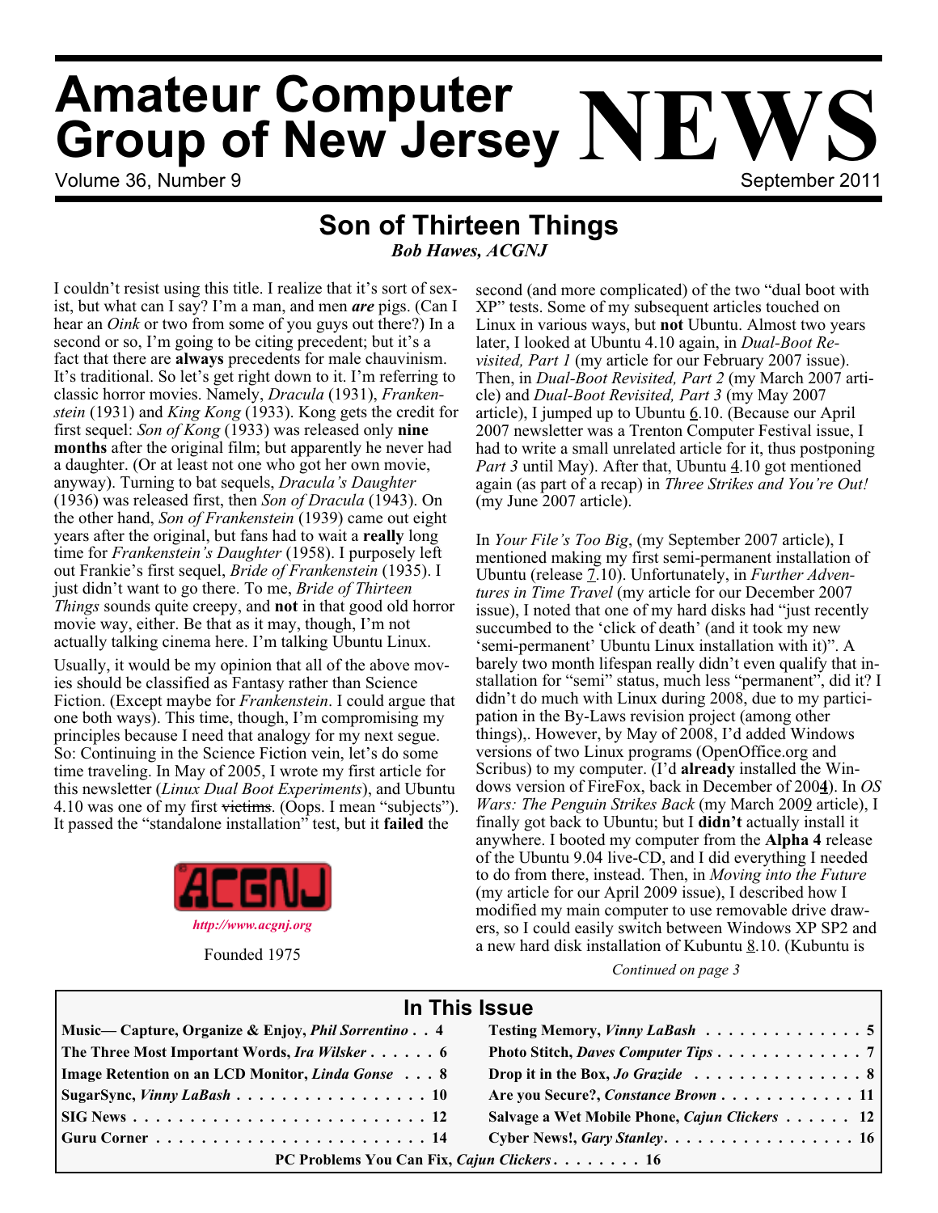# Amateur Computer Group of New Jersey NEWS

Volume 36, Number 9 — September 2011

## Son of Thirteen Things

***Bob Hawes, ACGNJ***

I couldn't resist using this title. I realize that it's sort of sexist, but what can I say? I'm a man, and men ***are*** pigs. (Can I hear an *Oink* or two from some of you guys out there?) In a second or so, I'm going to be citing precedent; but it's a fact that there are **always** precedents for male chauvinism. It's traditional. So let's get right down to it. I'm referring to classic horror movies. Namely, *Dracula* (1931), *Frankenstein* (1931) and *King Kong* (1933). Kong gets the credit for first sequel: *Son of Kong* (1933) was released only **nine months** after the original film; but apparently he never had a daughter. (Or at least not one who got her own movie, anyway). Turning to bat sequels, *Dracula's Daughter* (1936) was released first, then *Son of Dracula* (1943). On the other hand, *Son of Frankenstein* (1939) came out eight years after the original, but fans had to wait a **really** long time for *Frankenstein's Daughter* (1958). I purposely left out Frankie's first sequel, *Bride of Frankenstein* (1935). I just didn't want to go there. To me, *Bride of Thirteen Things* sounds quite creepy, and **not** in that good old horror movie way, either. Be that as it may, though, I'm not actually talking cinema here. I'm talking Ubuntu Linux.

Usually, it would be my opinion that all of the above movies should be classified as Fantasy rather than Science Fiction. (Except maybe for *Frankenstein*. I could argue that one both ways). This time, though, I'm compromising my principles because I need that analogy for my next segue. So: Continuing in the Science Fiction vein, let's do some time traveling. In May of 2005, I wrote my first article for this newsletter (*Linux Dual Boot Experiments*), and Ubuntu 4.10 was one of my first ~~victims~~. (Oops. I mean "subjects"). It passed the "standalone installation" test, but it **failed** the second (and more complicated) of the two "dual boot with XP" tests. Some of my subsequent articles touched on Linux in various ways, but **not** Ubuntu. Almost two years later, I looked at Ubuntu 4.10 again, in *Dual-Boot Revisited, Part 1* (my article for our February 2007 issue). Then, in *Dual-Boot Revisited, Part 2* (my March 2007 article) and *Dual-Boot Revisited, Part 3* (my May 2007 article), I jumped up to Ubuntu 6.10. (Because our April 2007 newsletter was a Trenton Computer Festival issue, I had to write a small unrelated article for it, thus postponing *Part 3* until May). After that, Ubuntu 4.10 got mentioned again (as part of a recap) in *Three Strikes and You're Out!* (my June 2007 article).

In *Your File's Too Big*, (my September 2007 article), I mentioned making my first semi-permanent installation of Ubuntu (release 7.10). Unfortunately, in *Further Adventures in Time Travel* (my article for our December 2007 issue), I noted that one of my hard disks had "just recently succumbed to the 'click of death' (and it took my new 'semi-permanent' Ubuntu Linux installation with it)". A barely two month lifespan really didn't even qualify that installation for "semi" status, much less "permanent", did it? I didn't do much with Linux during 2008, due to my participation in the By-Laws revision project (among other things),. However, by May of 2008, I'd added Windows versions of two Linux programs (OpenOffice.org and Scribus) to my computer. (I'd **already** installed the Windows version of FireFox, back in December of 200**4**). In *OS Wars: The Penguin Strikes Back* (my March 2009 article), I finally got back to Ubuntu; but I **didn't** actually install it anywhere. I booted my computer from the **Alpha 4** release of the Ubuntu 9.04 live-CD, and I did everything I needed to do from there, instead. Then, in *Moving into the Future* (my article for our April 2009 issue), I described how I modified my main computer to use removable drive drawers, so I could easily switch between Windows XP SP2 and a new hard disk installation of Kubuntu 8.10. (Kubuntu is

*Continued on page 3*

ACGNJ

*http://www.acgnj.org*

Founded 1975

### In This Issue

| | |
|---|---|
| Music— Capture, Organize & Enjoy, *Phil Sorrentino* . . 4 | Testing Memory, *Vinny LaBash* . . . . . . . . . . . . . 5 |
| The Three Most Important Words, *Ira Wilsker* . . . . . . 6 | Photo Stitch, *Daves Computer Tips* . . . . . . . . . . . . 7 |
| Image Retention on an LCD Monitor, *Linda Gonse* . . . 8 | Drop it in the Box, *Jo Grazide* . . . . . . . . . . . . . . 8 |
| SugarSync, *Vinny LaBash* . . . . . . . . . . . . . . . . 10 | Are you Secure?, *Constance Brown* . . . . . . . . . . . 11 |
| SIG News . . . . . . . . . . . . . . . . . . . . . . . . . 12 | Salvage a Wet Mobile Phone, *Cajun Clickers* . . . . . . 12 |
| Guru Corner . . . . . . . . . . . . . . . . . . . . . . . 14 | Cyber News!, *Gary Stanley* . . . . . . . . . . . . . . . . 16 |

PC Problems You Can Fix, *Cajun Clickers* . . . . . . . . 16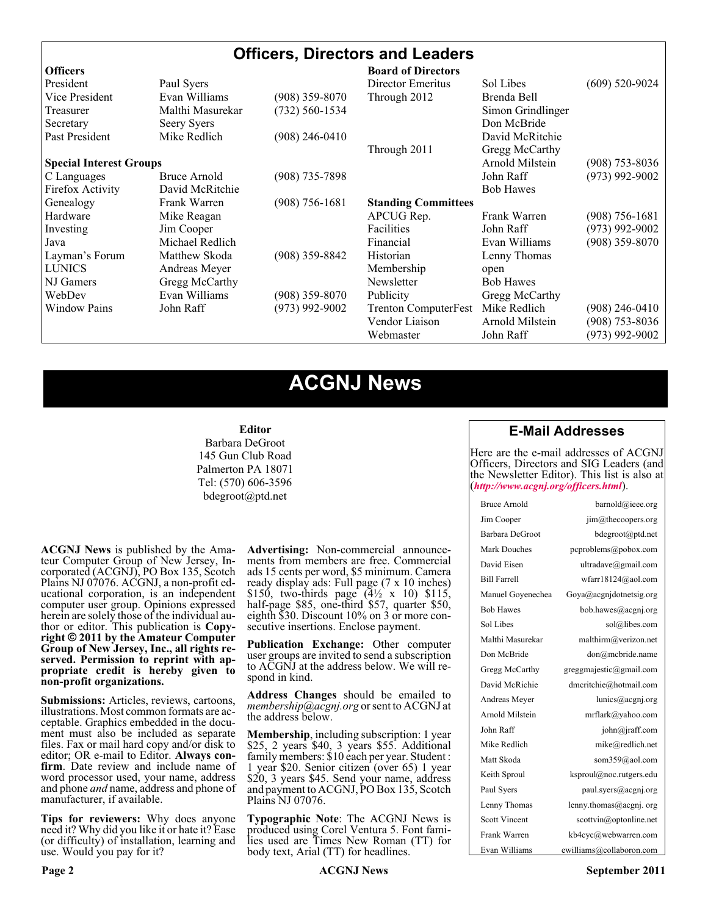# Officers, Directors and Leaders

| **Officers** | | | **Board of Directors** | | |
|---|---|---|---|---|---|
| President | Paul Syers | | Director Emeritus | Sol Libes | (609) 520-9024 |
| Vice President | Evan Williams | (908) 359-8070 | Through 2012 | Brenda Bell | |
| Treasurer | Malthi Masurekar | (732) 560-1534 | | Simon Grindlinger | |
| Secretary | Seery Syers | | | Don McBride | |
| Past President | Mike Redlich | (908) 246-0410 | | David McRitchie | |
| | | | Through 2011 | Gregg McCarthy | |
| **Special Interest Groups** | | | | Arnold Milstein | (908) 753-8036 |
| C Languages | Bruce Arnold | (908) 735-7898 | | John Raff | (973) 992-9002 |
| Firefox Activity | David McRitchie | | | Bob Hawes | |
| Genealogy | Frank Warren | (908) 756-1681 | **Standing Committees** | | |
| Hardware | Mike Reagan | | APCUG Rep. | Frank Warren | (908) 756-1681 |
| Investing | Jim Cooper | | Facilities | John Raff | (973) 992-9002 |
| Java | Michael Redlich | | Financial | Evan Williams | (908) 359-8070 |
| Layman's Forum | Matthew Skoda | (908) 359-8842 | Historian | Lenny Thomas | |
| LUNICS | Andreas Meyer | | Membership | open | |
| NJ Gamers | Gregg McCarthy | | Newsletter | Bob Hawes | |
| WebDev | Evan Williams | (908) 359-8070 | Publicity | Gregg McCarthy | |
| Window Pains | John Raff | (973) 992-9002 | Trenton ComputerFest | Mike Redlich | (908) 246-0410 |
| | | | Vendor Liaison | Arnold Milstein | (908) 753-8036 |
| | | | Webmaster | John Raff | (973) 992-9002 |

# ACGNJ News

**Editor**
Barbara DeGroot
145 Gun Club Road
Palmerton PA 18071
Tel: (570) 606-3596
bdegroot@ptd.net

**ACGNJ News** is published by the Amateur Computer Group of New Jersey, Incorporated (ACGNJ), PO Box 135, Scotch Plains NJ 07076. ACGNJ, a non-profit educational corporation, is an independent computer user group. Opinions expressed herein are solely those of the individual author or editor. This publication is **Copyright © 2011 by the Amateur Computer Group of New Jersey, Inc., all rights reserved. Permission to reprint with appropriate credit is hereby given to non-profit organizations.**

**Submissions:** Articles, reviews, cartoons, illustrations. Most common formats are acceptable. Graphics embedded in the document must also be included as separate files. Fax or mail hard copy and/or disk to editor; OR e-mail to Editor. **Always confirm**. Date review and include name of word processor used, your name, address and phone *and* name, address and phone of manufacturer, if available.

**Tips for reviewers:** Why does anyone need it? Why did you like it or hate it? Ease (or difficulty) of installation, learning and use. Would you pay for it?

**Advertising:** Non-commercial announcements from members are free. Commercial ads 15 cents per word, $5 minimum. Camera ready display ads: Full page (7 x 10 inches) $150, two-thirds page (4½ x 10) $115, half-page $85, one-third $57, quarter $50, eighth $30. Discount 10% on 3 or more consecutive insertions. Enclose payment.

**Publication Exchange:** Other computer user groups are invited to send a subscription to ACGNJ at the address below. We will respond in kind.

**Address Changes** should be emailed to *membership@acgnj.org* or sent to ACGNJ at the address below.

**Membership**, including subscription: 1 year $25, 2 years $40, 3 years $55. Additional family members: $10 each per year. Student : 1 year $20. Senior citizen (over 65) 1 year $20, 3 years $45. Send your name, address and payment to ACGNJ, PO Box 135, Scotch Plains NJ 07076.

**Typographic Note**: The ACGNJ News is produced using Corel Ventura 5. Font families used are Times New Roman (TT) for body text, Arial (TT) for headlines.

## E-Mail Addresses

Here are the e-mail addresses of ACGNJ Officers, Directors and SIG Leaders (and the Newsletter Editor). This list is also at (***http://www.acgnj.org/officers.html***).

| | |
|---|---|
| Bruce Arnold | barnold@ieee.org |
| Jim Cooper | jim@thecoopers.org |
| Barbara DeGroot | bdegroot@ptd.net |
| Mark Douches | pcproblems@pobox.com |
| David Eisen | ultradave@gmail.com |
| Bill Farrell | wfarr18124@aol.com |
| Manuel Goyenechea | Goya@acgnjdotnetsig.org |
| Bob Hawes | bob.hawes@acgnj.org |
| Sol Libes | sol@libes.com |
| Malthi Masurekar | malthirm@verizon.net |
| Don McBride | don@mcbride.name |
| Gregg McCarthy | greggmajestic@gmail.com |
| David McRichie | dmcritchie@hotmail.com |
| Andreas Meyer | lunics@acgnj.org |
| Arnold Milstein | mrflark@yahoo.com |
| John Raff | john@jraff.com |
| Mike Redlich | mike@redlich.net |
| Matt Skoda | som359@aol.com |
| Keith Sproul | ksproul@noc.rutgers.edu |
| Paul Syers | paul.syers@acgnj.org |
| Lenny Thomas | lenny.thomas@acgnj. org |
| Scott Vincent | scottvin@optonline.net |
| Frank Warren | kb4cyc@webwarren.com |
| Evan Williams | ewilliams@collaboron.com |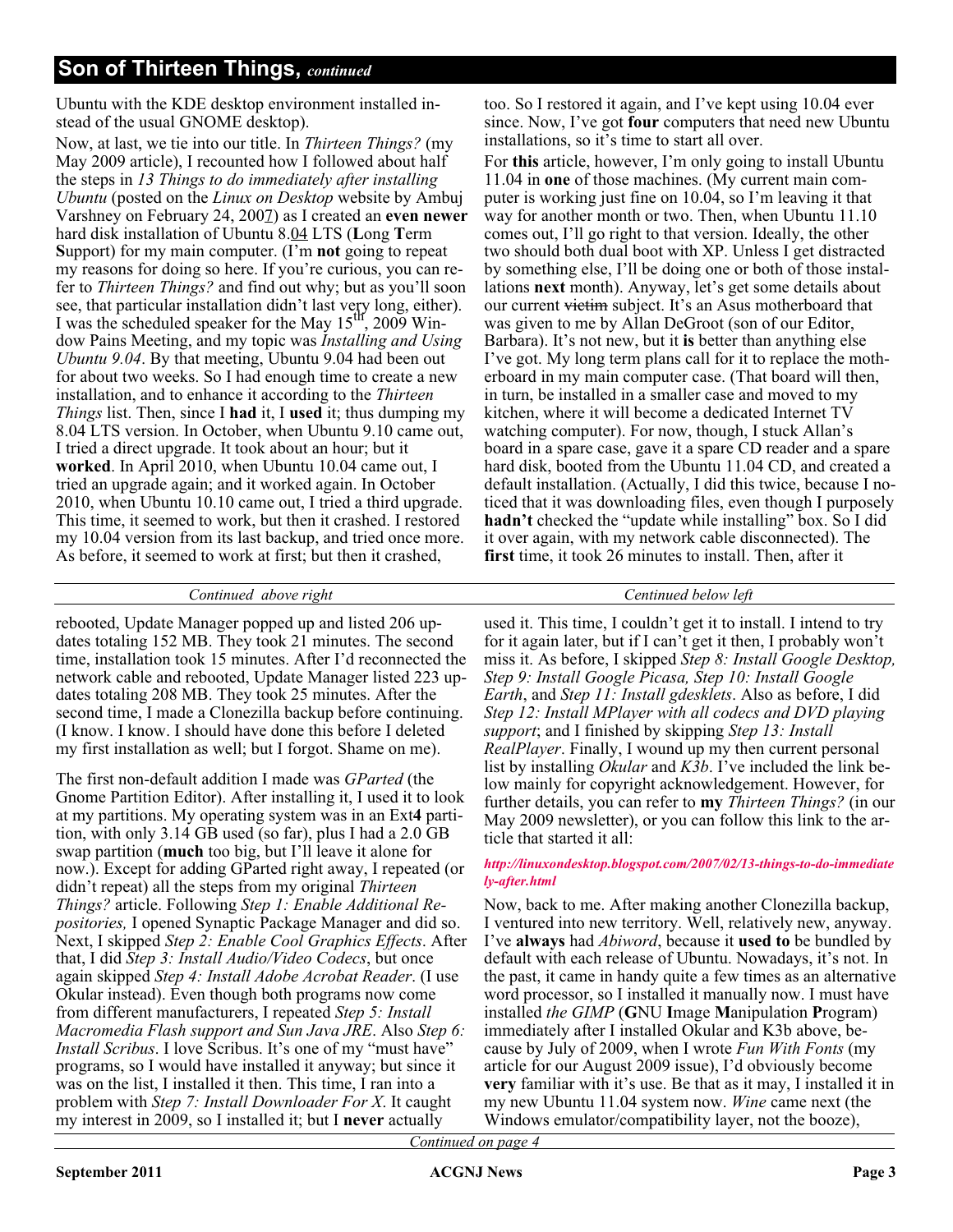## Son of Thirteen Things, *continued*

Ubuntu with the KDE desktop environment installed instead of the usual GNOME desktop).

Now, at last, we tie into our title. In *Thirteen Things?* (my May 2009 article), I recounted how I followed about half the steps in *13 Things to do immediately after installing Ubuntu* (posted on the *Linux on Desktop* website by Ambuj Varshney on February 24, 2007) as I created an **even newer** hard disk installation of Ubuntu 8.04 LTS (**L**ong **T**erm **S**upport) for my main computer. (I'm **not** going to repeat my reasons for doing so here. If you're curious, you can refer to *Thirteen Things?* and find out why; but as you'll soon see, that particular installation didn't last very long, either). I was the scheduled speaker for the May 15th, 2009 Window Pains Meeting, and my topic was *Installing and Using Ubuntu 9.04*. By that meeting, Ubuntu 9.04 had been out for about two weeks. So I had enough time to create a new installation, and to enhance it according to the *Thirteen Things* list. Then, since I **had** it, I **used** it; thus dumping my 8.04 LTS version. In October, when Ubuntu 9.10 came out, I tried a direct upgrade. It took about an hour; but it **worked**. In April 2010, when Ubuntu 10.04 came out, I tried an upgrade again; and it worked again. In October 2010, when Ubuntu 10.10 came out, I tried a third upgrade. This time, it seemed to work, but then it crashed. I restored my 10.04 version from its last backup, and tried once more. As before, it seemed to work at first; but then it crashed, too. So I restored it again, and I've kept using 10.04 ever since. Now, I've got **four** computers that need new Ubuntu installations, so it's time to start all over.

For **this** article, however, I'm only going to install Ubuntu 11.04 in **one** of those machines. (My current main computer is working just fine on 10.04, so I'm leaving it that way for another month or two. Then, when Ubuntu 11.10 comes out, I'll go right to that version. Ideally, the other two should both dual boot with XP. Unless I get distracted by something else, I'll be doing one or both of those installations **next** month). Anyway, let's get some details about our current ~~victim~~ subject. It's an Asus motherboard that was given to me by Allan DeGroot (son of our Editor, Barbara). It's not new, but it **is** better than anything else I've got. My long term plans call for it to replace the motherboard in my main computer case. (That board will then, in turn, be installed in a smaller case and moved to my kitchen, where it will become a dedicated Internet TV watching computer). For now, though, I stuck Allan's board in a spare case, gave it a spare CD reader and a spare hard disk, booted from the Ubuntu 11.04 CD, and created a default installation. (Actually, I did this twice, because I noticed that it was downloading files, even though I purposely **hadn't** checked the "update while installing" box. So I did it over again, with my network cable disconnected). The **first** time, it took 26 minutes to install. Then, after it rebooted, Update Manager popped up and listed 206 updates totaling 152 MB. They took 21 minutes. The second time, installation took 15 minutes. After I'd reconnected the network cable and rebooted, Update Manager listed 223 updates totaling 208 MB. They took 25 minutes. After the second time, I made a Clonezilla backup before continuing. (I know. I know. I should have done this before I deleted my first installation as well; but I forgot. Shame on me).

The first non-default addition I made was *GParted* (the Gnome Partition Editor). After installing it, I used it to look at my partitions. My operating system was in an Ext**4** partition, with only 3.14 GB used (so far), plus I had a 2.0 GB swap partition (**much** too big, but I'll leave it alone for now.). Except for adding GParted right away, I repeated (or didn't repeat) all the steps from my original *Thirteen Things?* article. Following *Step 1: Enable Additional Repositories,* I opened Synaptic Package Manager and did so. Next, I skipped *Step 2: Enable Cool Graphics Effects*. After that, I did *Step 3: Install Audio/Video Codecs*, but once again skipped *Step 4: Install Adobe Acrobat Reader*. (I use Okular instead). Even though both programs now come from different manufacturers, I repeated *Step 5: Install Macromedia Flash support and Sun Java JRE*. Also *Step 6: Install Scribus*. I love Scribus. It's one of my "must have" programs, so I would have installed it anyway; but since it was on the list, I installed it then. This time, I ran into a problem with *Step 7: Install Downloader For X*. It caught my interest in 2009, so I installed it; but I **never** actually used it. This time, I couldn't get it to install. I intend to try for it again later, but if I can't get it then, I probably won't miss it. As before, I skipped *Step 8: Install Google Desktop, Step 9: Install Google Picasa, Step 10: Install Google Earth*, and *Step 11: Install gdesklets*. Also as before, I did *Step 12: Install MPlayer with all codecs and DVD playing support*; and I finished by skipping *Step 13: Install RealPlayer*. Finally, I wound up my then current personal list by installing *Okular* and *K3b*. I've included the link below mainly for copyright acknowledgement. However, for further details, you can refer to **my** *Thirteen Things?* (in our May 2009 newsletter), or you can follow this link to the article that started it all:

*http://linuxondesktop.blogspot.com/2007/02/13-things-to-do-immediately-after.html*

Now, back to me. After making another Clonezilla backup, I ventured into new territory. Well, relatively new, anyway. I've **always** had *Abiword*, because it **used to** be bundled by default with each release of Ubuntu. Nowadays, it's not. In the past, it came in handy quite a few times as an alternative word processor, so I installed it manually now. I must have installed *the GIMP* (**G**NU **I**mage **M**anipulation **P**rogram) immediately after I installed Okular and K3b above, because by July of 2009, when I wrote *Fun With Fonts* (my article for our August 2009 issue), I'd obviously become **very** familiar with it's use. Be that as it may, I installed it in my new Ubuntu 11.04 system now. *Wine* came next (the Windows emulator/compatibility layer, not the booze),

*Continued on page 4*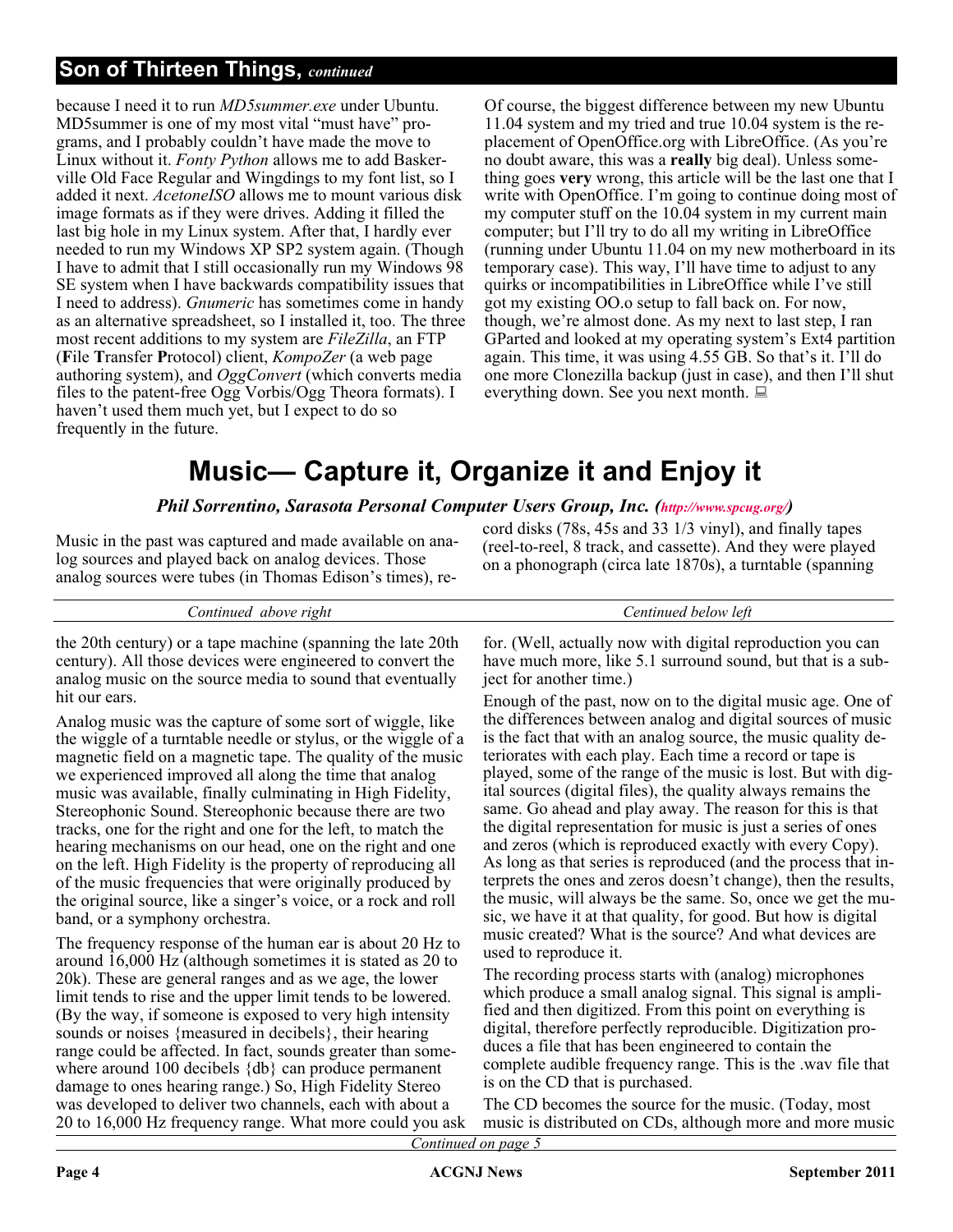## Son of Thirteen Things, *continued*

because I need it to run *MD5summer.exe* under Ubuntu. MD5summer is one of my most vital "must have" programs, and I probably couldn't have made the move to Linux without it. *Fonty Python* allows me to add Baskerville Old Face Regular and Wingdings to my font list, so I added it next. *AcetoneISO* allows me to mount various disk image formats as if they were drives. Adding it filled the last big hole in my Linux system. After that, I hardly ever needed to run my Windows XP SP2 system again. (Though I have to admit that I still occasionally run my Windows 98 SE system when I have backwards compatibility issues that I need to address). *Gnumeric* has sometimes come in handy as an alternative spreadsheet, so I installed it, too. The three most recent additions to my system are *FileZilla*, an FTP (**F**ile **T**ransfer **P**rotocol) client, *KompoZer* (a web page authoring system), and *OggConvert* (which converts media files to the patent-free Ogg Vorbis/Ogg Theora formats). I haven't used them much yet, but I expect to do so frequently in the future.

Of course, the biggest difference between my new Ubuntu 11.04 system and my tried and true 10.04 system is the replacement of OpenOffice.org with LibreOffice. (As you're no doubt aware, this was a **really** big deal). Unless something goes **very** wrong, this article will be the last one that I write with OpenOffice. I'm going to continue doing most of my computer stuff on the 10.04 system in my current main computer; but I'll try to do all my writing in LibreOffice (running under Ubuntu 11.04 on my new motherboard in its temporary case). This way, I'll have time to adjust to any quirks or incompatibilities in LibreOffice while I've still got my existing OO.o setup to fall back on. For now, though, we're almost done. As my next to last step, I ran GParted and looked at my operating system's Ext4 partition again. This time, it was using 4.55 GB. So that's it. I'll do one more Clonezilla backup (just in case), and then I'll shut everything down. See you next month.

# Music— Capture it, Organize it and Enjoy it

***Phil Sorrentino, Sarasota Personal Computer Users Group, Inc. (http://www.spcug.org/)***

Music in the past was captured and made available on analog sources and played back on analog devices. Those analog sources were tubes (in Thomas Edison's times), record disks (78s, 45s and 33 1/3 vinyl), and finally tapes (reel-to-reel, 8 track, and cassette). And they were played on a phonograph (circa late 1870s), a turntable (spanning the 20th century) or a tape machine (spanning the late 20th century). All those devices were engineered to convert the analog music on the source media to sound that eventually hit our ears.

Analog music was the capture of some sort of wiggle, like the wiggle of a turntable needle or stylus, or the wiggle of a magnetic field on a magnetic tape. The quality of the music we experienced improved all along the time that analog music was available, finally culminating in High Fidelity, Stereophonic Sound. Stereophonic because there are two tracks, one for the right and one for the left, to match the hearing mechanisms on our head, one on the right and one on the left. High Fidelity is the property of reproducing all of the music frequencies that were originally produced by the original source, like a singer's voice, or a rock and roll band, or a symphony orchestra.

The frequency response of the human ear is about 20 Hz to around 16,000 Hz (although sometimes it is stated as 20 to 20k). These are general ranges and as we age, the lower limit tends to rise and the upper limit tends to be lowered. (By the way, if someone is exposed to very high intensity sounds or noises {measured in decibels}, their hearing range could be affected. In fact, sounds greater than somewhere around 100 decibels {db} can produce permanent damage to ones hearing range.) So, High Fidelity Stereo was developed to deliver two channels, each with about a 20 to 16,000 Hz frequency range. What more could you ask for. (Well, actually now with digital reproduction you can have much more, like 5.1 surround sound, but that is a subject for another time.)

Enough of the past, now on to the digital music age. One of the differences between analog and digital sources of music is the fact that with an analog source, the music quality deteriorates with each play. Each time a record or tape is played, some of the range of the music is lost. But with digital sources (digital files), the quality always remains the same. Go ahead and play away. The reason for this is that the digital representation for music is just a series of ones and zeros (which is reproduced exactly with every Copy). As long as that series is reproduced (and the process that interprets the ones and zeros doesn't change), then the results, the music, will always be the same. So, once we get the music, we have it at that quality, for good. But how is digital music created? What is the source? And what devices are used to reproduce it.

The recording process starts with (analog) microphones which produce a small analog signal. This signal is amplified and then digitized. From this point on everything is digital, therefore perfectly reproducible. Digitization produces a file that has been engineered to contain the complete audible frequency range. This is the .wav file that is on the CD that is purchased.

The CD becomes the source for the music. (Today, most music is distributed on CDs, although more and more music

*Continued on page 5*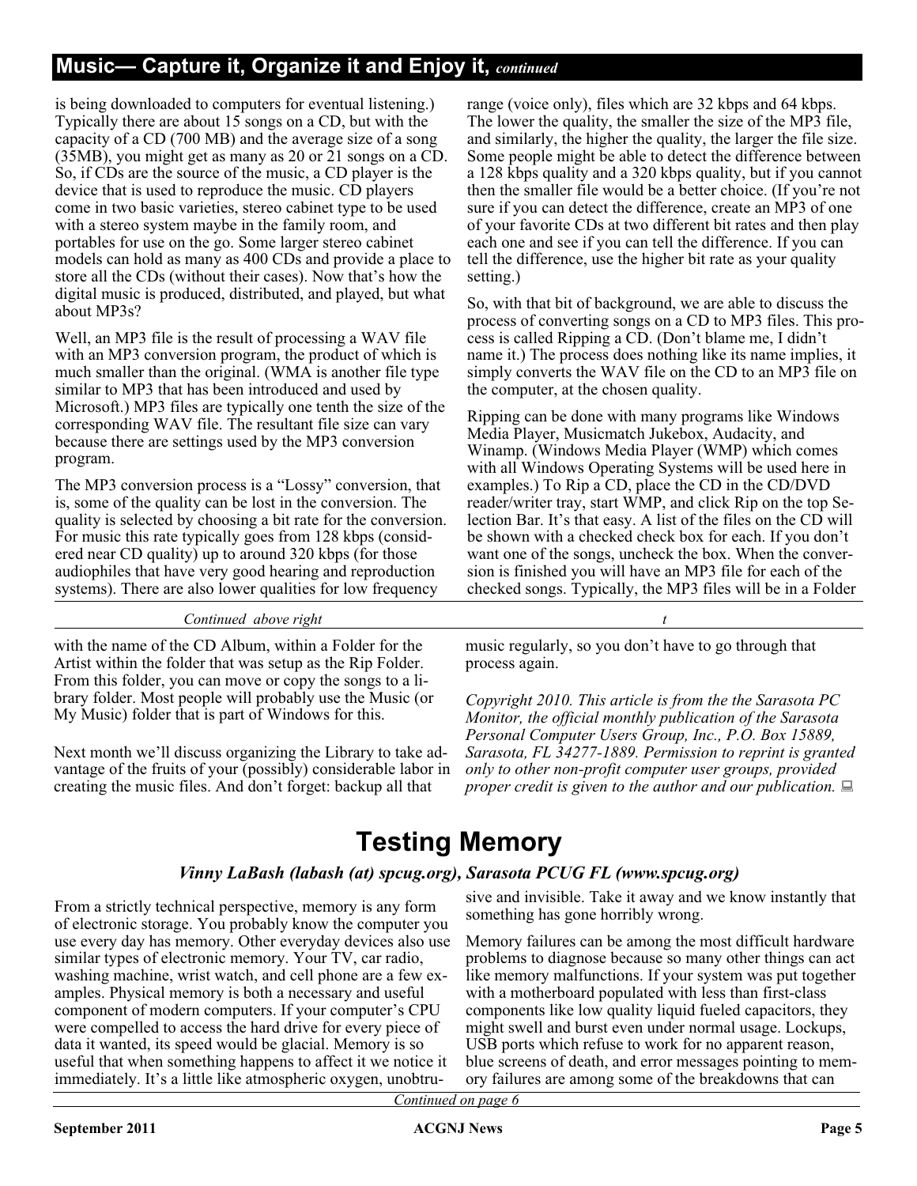## Music— Capture it, Organize it and Enjoy it, *continued*

is being downloaded to computers for eventual listening.) Typically there are about 15 songs on a CD, but with the capacity of a CD (700 MB) and the average size of a song (35MB), you might get as many as 20 or 21 songs on a CD. So, if CDs are the source of the music, a CD player is the device that is used to reproduce the music. CD players come in two basic varieties, stereo cabinet type to be used with a stereo system maybe in the family room, and portables for use on the go. Some larger stereo cabinet models can hold as many as 400 CDs and provide a place to store all the CDs (without their cases). Now that's how the digital music is produced, distributed, and played, but what about MP3s?

Well, an MP3 file is the result of processing a WAV file with an MP3 conversion program, the product of which is much smaller than the original. (WMA is another file type similar to MP3 that has been introduced and used by Microsoft.) MP3 files are typically one tenth the size of the corresponding WAV file. The resultant file size can vary because there are settings used by the MP3 conversion program.

The MP3 conversion process is a "Lossy" conversion, that is, some of the quality can be lost in the conversion. The quality is selected by choosing a bit rate for the conversion. For music this rate typically goes from 128 kbps (considered near CD quality) up to around 320 kbps (for those audiophiles that have very good hearing and reproduction systems). There are also lower qualities for low frequency range (voice only), files which are 32 kbps and 64 kbps. The lower the quality, the smaller the size of the MP3 file, and similarly, the higher the quality, the larger the file size. Some people might be able to detect the difference between a 128 kbps quality and a 320 kbps quality, but if you cannot then the smaller file would be a better choice. (If you're not sure if you can detect the difference, create an MP3 of one of your favorite CDs at two different bit rates and then play each one and see if you can tell the difference. If you can tell the difference, use the higher bit rate as your quality setting.)

So, with that bit of background, we are able to discuss the process of converting songs on a CD to MP3 files. This process is called Ripping a CD. (Don't blame me, I didn't name it.) The process does nothing like its name implies, it simply converts the WAV file on the CD to an MP3 file on the computer, at the chosen quality.

Ripping can be done with many programs like Windows Media Player, Musicmatch Jukebox, Audacity, and Winamp. (Windows Media Player (WMP) which comes with all Windows Operating Systems will be used here in examples.) To Rip a CD, place the CD in the CD/DVD reader/writer tray, start WMP, and click Rip on the top Selection Bar. It's that easy. A list of the files on the CD will be shown with a checked check box for each. If you don't want one of the songs, uncheck the box. When the conversion is finished you will have an MP3 file for each of the checked songs. Typically, the MP3 files will be in a Folder with the name of the CD Album, within a Folder for the Artist within the folder that was setup as the Rip Folder. From this folder, you can move or copy the songs to a library folder. Most people will probably use the Music (or My Music) folder that is part of Windows for this.

Next month we'll discuss organizing the Library to take advantage of the fruits of your (possibly) considerable labor in creating the music files. And don't forget: backup all that music regularly, so you don't have to go through that process again.

*Copyright 2010. This article is from the the Sarasota PC Monitor, the official monthly publication of the Sarasota Personal Computer Users Group, Inc., P.O. Box 15889, Sarasota, FL 34277-1889. Permission to reprint is granted only to other non-profit computer user groups, provided proper credit is given to the author and our publication.*

# Testing Memory

***Vinny LaBash (labash (at) spcug.org), Sarasota PCUG FL (www.spcug.org)***

From a strictly technical perspective, memory is any form of electronic storage. You probably know the computer you use every day has memory. Other everyday devices also use similar types of electronic memory. Your TV, car radio, washing machine, wrist watch, and cell phone are a few examples. Physical memory is both a necessary and useful component of modern computers. If your computer's CPU were compelled to access the hard drive for every piece of data it wanted, its speed would be glacial. Memory is so useful that when something happens to affect it we notice it immediately. It's a little like atmospheric oxygen, unobtrusive and invisible. Take it away and we know instantly that something has gone horribly wrong.

Memory failures can be among the most difficult hardware problems to diagnose because so many other things can act like memory malfunctions. If your system was put together with a motherboard populated with less than first-class components like low quality liquid fueled capacitors, they might swell and burst even under normal usage. Lockups, USB ports which refuse to work for no apparent reason, blue screens of death, and error messages pointing to memory failures are among some of the breakdowns that can

*Continued on page 6*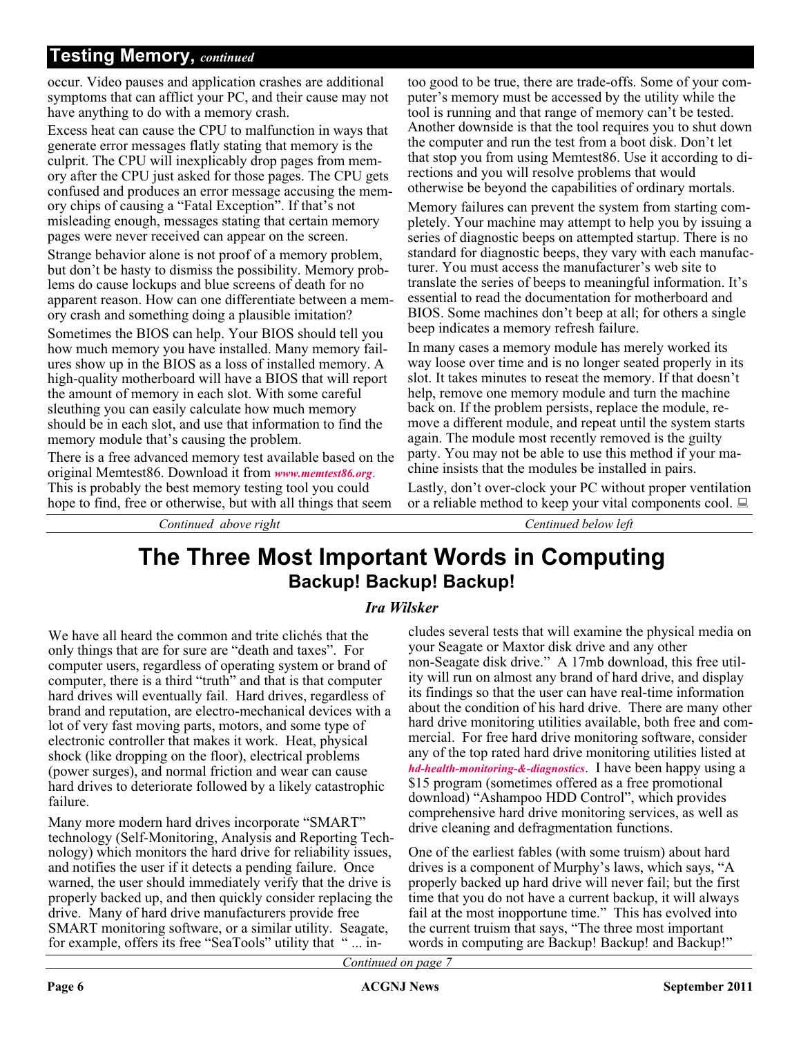## Testing Memory, *continued*

occur. Video pauses and application crashes are additional symptoms that can afflict your PC, and their cause may not have anything to do with a memory crash.

Excess heat can cause the CPU to malfunction in ways that generate error messages flatly stating that memory is the culprit. The CPU will inexplicably drop pages from memory after the CPU just asked for those pages. The CPU gets confused and produces an error message accusing the memory chips of causing a “Fatal Exception”. If that’s not misleading enough, messages stating that certain memory pages were never received can appear on the screen.

Strange behavior alone is not proof of a memory problem, but don’t be hasty to dismiss the possibility. Memory problems do cause lockups and blue screens of death for no apparent reason. How can one differentiate between a memory crash and something doing a plausible imitation?

Sometimes the BIOS can help. Your BIOS should tell you how much memory you have installed. Many memory failures show up in the BIOS as a loss of installed memory. A high-quality motherboard will have a BIOS that will report the amount of memory in each slot. With some careful sleuthing you can easily calculate how much memory should be in each slot, and use that information to find the memory module that’s causing the problem.

There is a free advanced memory test available based on the original Memtest86. Download it from *www.memtest86.org*. This is probably the best memory testing tool you could hope to find, free or otherwise, but with all things that seem too good to be true, there are trade-offs. Some of your computer’s memory must be accessed by the utility while the tool is running and that range of memory can’t be tested. Another downside is that the tool requires you to shut down the computer and run the test from a boot disk. Don’t let that stop you from using Memtest86. Use it according to directions and you will resolve problems that would otherwise be beyond the capabilities of ordinary mortals.

Memory failures can prevent the system from starting completely. Your machine may attempt to help you by issuing a series of diagnostic beeps on attempted startup. There is no standard for diagnostic beeps, they vary with each manufacturer. You must access the manufacturer’s web site to translate the series of beeps to meaningful information. It’s essential to read the documentation for motherboard and BIOS. Some machines don’t beep at all; for others a single beep indicates a memory refresh failure.

In many cases a memory module has merely worked its way loose over time and is no longer seated properly in its slot. It takes minutes to reseat the memory. If that doesn’t help, remove one memory module and turn the machine back on. If the problem persists, replace the module, remove a different module, and repeat until the system starts again. The module most recently removed is the guilty party. You may not be able to use this method if your machine insists that the modules be installed in pairs.

Lastly, don’t over-clock your PC without proper ventilation or a reliable method to keep your vital components cool.

# The Three Most Important Words in Computing

## Backup! Backup! Backup!

***Ira Wilsker***

We have all heard the common and trite clichés that the only things that are for sure are “death and taxes”. For computer users, regardless of operating system or brand of computer, there is a third “truth” and that is that computer hard drives will eventually fail. Hard drives, regardless of brand and reputation, are electro-mechanical devices with a lot of very fast moving parts, motors, and some type of electronic controller that makes it work. Heat, physical shock (like dropping on the floor), electrical problems (power surges), and normal friction and wear can cause hard drives to deteriorate followed by a likely catastrophic failure.

Many more modern hard drives incorporate “SMART” technology (Self-Monitoring, Analysis and Reporting Technology) which monitors the hard drive for reliability issues, and notifies the user if it detects a pending failure. Once warned, the user should immediately verify that the drive is properly backed up, and then quickly consider replacing the drive. Many of hard drive manufacturers provide free SMART monitoring software, or a similar utility. Seagate, for example, offers its free “SeaTools” utility that “ ... includes several tests that will examine the physical media on your Seagate or Maxtor disk drive and any other non-Seagate disk drive.” A 17mb download, this free utility will run on almost any brand of hard drive, and display its findings so that the user can have real-time information about the condition of his hard drive. There are many other hard drive monitoring utilities available, both free and commercial. For free hard drive monitoring software, consider any of the top rated hard drive monitoring utilities listed at *hd-health-monitoring-&-diagnostics*. I have been happy using a $15 program (sometimes offered as a free promotional download) “Ashampoo HDD Control”, which provides comprehensive hard drive monitoring services, as well as drive cleaning and defragmentation functions.

One of the earliest fables (with some truism) about hard drives is a component of Murphy’s laws, which says, “A properly backed up hard drive will never fail; but the first time that you do not have a current backup, it will always fail at the most inopportune time.” This has evolved into the current truism that says, “The three most important words in computing are Backup! Backup! and Backup!”

*Continued on page 7*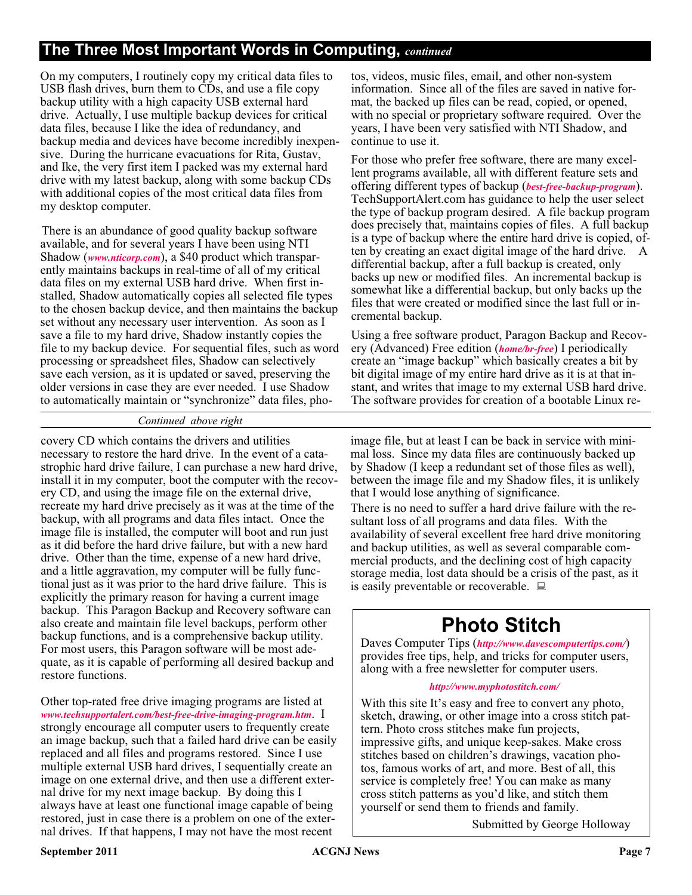## The Three Most Important Words in Computing, *continued*

On my computers, I routinely copy my critical data files to USB flash drives, burn them to CDs, and use a file copy backup utility with a high capacity USB external hard drive. Actually, I use multiple backup devices for critical data files, because I like the idea of redundancy, and backup media and devices have become incredibly inexpensive. During the hurricane evacuations for Rita, Gustav, and Ike, the very first item I packed was my external hard drive with my latest backup, along with some backup CDs with additional copies of the most critical data files from my desktop computer.

There is an abundance of good quality backup software available, and for several years I have been using NTI Shadow (*www.nticorp.com*), a $40 product which transparently maintains backups in real-time of all of my critical data files on my external USB hard drive. When first installed, Shadow automatically copies all selected file types to the chosen backup device, and then maintains the backup set without any necessary user intervention. As soon as I save a file to my hard drive, Shadow instantly copies the file to my backup device. For sequential files, such as word processing or spreadsheet files, Shadow can selectively save each version, as it is updated or saved, preserving the older versions in case they are ever needed. I use Shadow to automatically maintain or "synchronize" data files, photos, videos, music files, email, and other non-system information. Since all of the files are saved in native format, the backed up files can be read, copied, or opened, with no special or proprietary software required. Over the years, I have been very satisfied with NTI Shadow, and continue to use it.

For those who prefer free software, there are many excellent programs available, all with different feature sets and offering different types of backup (*best-free-backup-program*). TechSupportAlert.com has guidance to help the user select the type of backup program desired. A file backup program does precisely that, maintains copies of files. A full backup is a type of backup where the entire hard drive is copied, often by creating an exact digital image of the hard drive. A differential backup, after a full backup is created, only backs up new or modified files. An incremental backup is somewhat like a differential backup, but only backs up the files that were created or modified since the last full or incremental backup.

Using a free software product, Paragon Backup and Recovery (Advanced) Free edition (*home/br-free*) I periodically create an "image backup" which basically creates a bit by bit digital image of my entire hard drive as it is at that instant, and writes that image to my external USB hard drive. The software provides for creation of a bootable Linux recovery CD which contains the drivers and utilities necessary to restore the hard drive. In the event of a catastrophic hard drive failure, I can purchase a new hard drive, install it in my computer, boot the computer with the recovery CD, and using the image file on the external drive, recreate my hard drive precisely as it was at the time of the backup, with all programs and data files intact. Once the image file is installed, the computer will boot and run just as it did before the hard drive failure, but with a new hard drive. Other than the time, expense of a new hard drive, and a little aggravation, my computer will be fully functional just as it was prior to the hard drive failure. This is explicitly the primary reason for having a current image backup. This Paragon Backup and Recovery software can also create and maintain file level backups, perform other backup functions, and is a comprehensive backup utility. For most users, this Paragon software will be most adequate, as it is capable of performing all desired backup and restore functions.

Other top-rated free drive imaging programs are listed at *www.techsupportalert.com/best-free-drive-imaging-program.htm*. I strongly encourage all computer users to frequently create an image backup, such that a failed hard drive can be easily replaced and all files and programs restored. Since I use multiple external USB hard drives, I sequentially create an image on one external drive, and then use a different external drive for my next image backup. By doing this I always have at least one functional image capable of being restored, just in case there is a problem on one of the external drives. If that happens, I may not have the most recent image file, but at least I can be back in service with minimal loss. Since my data files are continuously backed up by Shadow (I keep a redundant set of those files as well), between the image file and my Shadow files, it is unlikely that I would lose anything of significance.

There is no need to suffer a hard drive failure with the resultant loss of all programs and data files. With the availability of several excellent free hard drive monitoring and backup utilities, as well as several comparable commercial products, and the declining cost of high capacity storage media, lost data should be a crisis of the past, as it is easily preventable or recoverable.

## Photo Stitch

Daves Computer Tips (*http://www.davescomputertips.com/*) provides free tips, help, and tricks for computer users, along with a free newsletter for computer users.

*http://www.myphotostitch.com/*

With this site It's easy and free to convert any photo, sketch, drawing, or other image into a cross stitch pattern. Photo cross stitches make fun projects, impressive gifts, and unique keep-sakes. Make cross stitches based on children's drawings, vacation photos, famous works of art, and more. Best of all, this service is completely free! You can make as many cross stitch patterns as you'd like, and stitch them yourself or send them to friends and family.

Submitted by George Holloway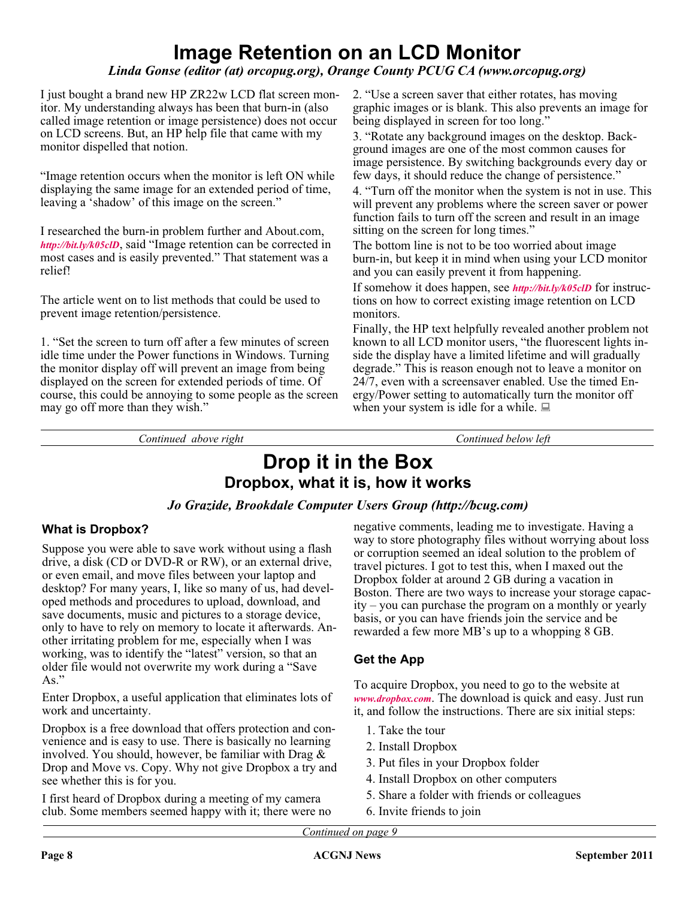# Image Retention on an LCD Monitor

*Linda Gonse (editor (at) orcopug.org), Orange County PCUG CA (www.orcopug.org)*

I just bought a brand new HP ZR22w LCD flat screen monitor. My understanding always has been that burn-in (also called image retention or image persistence) does not occur on LCD screens. But, an HP help file that came with my monitor dispelled that notion.

"Image retention occurs when the monitor is left ON while displaying the same image for an extended period of time, leaving a 'shadow' of this image on the screen."

I researched the burn-in problem further and About.com, *http://bit.ly/k05clD*, said "Image retention can be corrected in most cases and is easily prevented." That statement was a relief!

The article went on to list methods that could be used to prevent image retention/persistence.

1. "Set the screen to turn off after a few minutes of screen idle time under the Power functions in Windows. Turning the monitor display off will prevent an image from being displayed on the screen for extended periods of time. Of course, this could be annoying to some people as the screen may go off more than they wish."

2. "Use a screen saver that either rotates, has moving graphic images or is blank. This also prevents an image for being displayed in screen for too long."

3. "Rotate any background images on the desktop. Background images are one of the most common causes for image persistence. By switching backgrounds every day or few days, it should reduce the change of persistence."

4. "Turn off the monitor when the system is not in use. This will prevent any problems where the screen saver or power function fails to turn off the screen and result in an image sitting on the screen for long times."

The bottom line is not to be too worried about image burn-in, but keep it in mind when using your LCD monitor and you can easily prevent it from happening.

If somehow it does happen, see *http://bit.ly/k05clD* for instructions on how to correct existing image retention on LCD monitors.

Finally, the HP text helpfully revealed another problem not known to all LCD monitor users, "the fluorescent lights inside the display have a limited lifetime and will gradually degrade." This is reason enough not to leave a monitor on 24/7, even with a screensaver enabled. Use the timed Energy/Power setting to automatically turn the monitor off when your system is idle for a while.

# Drop it in the Box

## Dropbox, what it is, how it works

*Jo Grazide, Brookdale Computer Users Group (http://bcug.com)*

### What is Dropbox?

Suppose you were able to save work without using a flash drive, a disk (CD or DVD-R or RW), or an external drive, or even email, and move files between your laptop and desktop? For many years, I, like so many of us, had developed methods and procedures to upload, download, and save documents, music and pictures to a storage device, only to have to rely on memory to locate it afterwards. Another irritating problem for me, especially when I was working, was to identify the "latest" version, so that an older file would not overwrite my work during a "Save As."

Enter Dropbox, a useful application that eliminates lots of work and uncertainty.

Dropbox is a free download that offers protection and convenience and is easy to use. There is basically no learning involved. You should, however, be familiar with Drag & Drop and Move vs. Copy. Why not give Dropbox a try and see whether this is for you.

I first heard of Dropbox during a meeting of my camera club. Some members seemed happy with it; there were no negative comments, leading me to investigate. Having a way to store photography files without worrying about loss or corruption seemed an ideal solution to the problem of travel pictures. I got to test this, when I maxed out the Dropbox folder at around 2 GB during a vacation in Boston. There are two ways to increase your storage capacity – you can purchase the program on a monthly or yearly basis, or you can have friends join the service and be rewarded a few more MB's up to a whopping 8 GB.

### Get the App

To acquire Dropbox, you need to go to the website at *www.dropbox.com*. The download is quick and easy. Just run it, and follow the instructions. There are six initial steps:

1. Take the tour
2. Install Dropbox
3. Put files in your Dropbox folder
4. Install Dropbox on other computers
5. Share a folder with friends or colleagues
6. Invite friends to join

*Continued on page 9*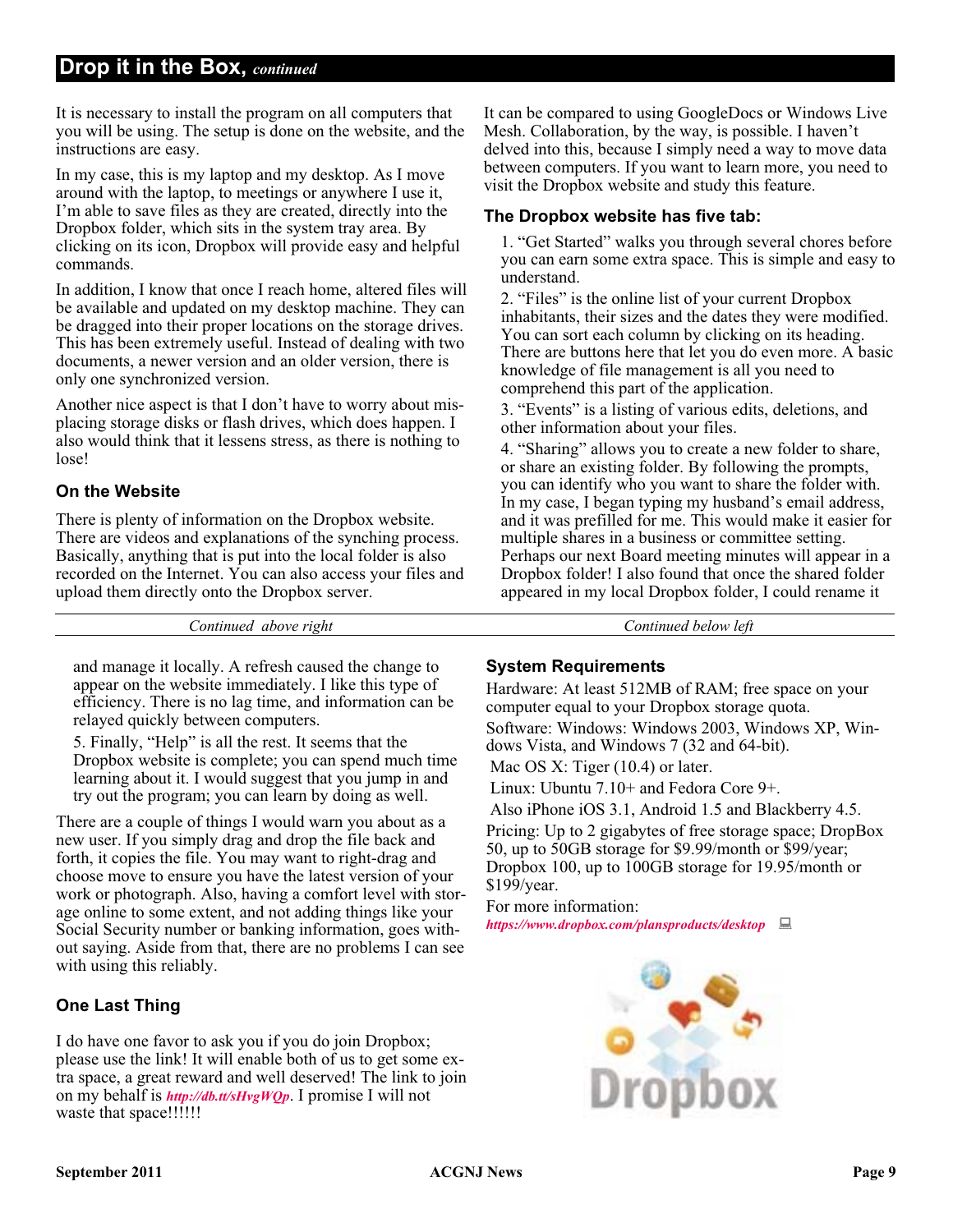## Drop it in the Box, *continued*

It is necessary to install the program on all computers that you will be using. The setup is done on the website, and the instructions are easy.

In my case, this is my laptop and my desktop. As I move around with the laptop, to meetings or anywhere I use it, I'm able to save files as they are created, directly into the Dropbox folder, which sits in the system tray area. By clicking on its icon, Dropbox will provide easy and helpful commands.

In addition, I know that once I reach home, altered files will be available and updated on my desktop machine. They can be dragged into their proper locations on the storage drives. This has been extremely useful. Instead of dealing with two documents, a newer version and an older version, there is only one synchronized version.

Another nice aspect is that I don't have to worry about mis-placing storage disks or flash drives, which does happen. I also would think that it lessens stress, as there is nothing to lose!

### On the Website

There is plenty of information on the Dropbox website. There are videos and explanations of the synching process. Basically, anything that is put into the local folder is also recorded on the Internet. You can also access your files and upload them directly onto the Dropbox server.

It can be compared to using GoogleDocs or Windows Live Mesh. Collaboration, by the way, is possible. I haven't delved into this, because I simply need a way to move data between computers. If you want to learn more, you need to visit the Dropbox website and study this feature.

### The Dropbox website has five tab:

1. "Get Started" walks you through several chores before you can earn some extra space. This is simple and easy to understand.
2. "Files" is the online list of your current Dropbox inhabitants, their sizes and the dates they were modified. You can sort each column by clicking on its heading. There are buttons here that let you do even more. A basic knowledge of file management is all you need to comprehend this part of the application.
3. "Events" is a listing of various edits, deletions, and other information about your files.
4. "Sharing" allows you to create a new folder to share, or share an existing folder. By following the prompts, you can identify who you want to share the folder with. In my case, I began typing my husband's email address, and it was prefilled for me. This would make it easier for multiple shares in a business or committee setting. Perhaps our next Board meeting minutes will appear in a Dropbox folder! I also found that once the shared folder appeared in my local Dropbox folder, I could rename it and manage it locally. A refresh caused the change to appear on the website immediately. I like this type of efficiency. There is no lag time, and information can be relayed quickly between computers.
5. Finally, "Help" is all the rest. It seems that the Dropbox website is complete; you can spend much time learning about it. I would suggest that you jump in and try out the program; you can learn by doing as well.

There are a couple of things I would warn you about as a new user. If you simply drag and drop the file back and forth, it copies the file. You may want to right-drag and choose move to ensure you have the latest version of your work or photograph. Also, having a comfort level with storage online to some extent, and not adding things like your Social Security number or banking information, goes without saying. Aside from that, there are no problems I can see with using this reliably.

### One Last Thing

I do have one favor to ask you if you do join Dropbox; please use the link! It will enable both of us to get some extra space, a great reward and well deserved! The link to join on my behalf is ***http://db.tt/sHvgWQp***. I promise I will not waste that space!!!!!!

### System Requirements

Hardware: At least 512MB of RAM; free space on your computer equal to your Dropbox storage quota.

Software: Windows: Windows 2003, Windows XP, Windows Vista, and Windows 7 (32 and 64-bit).

Mac OS X: Tiger (10.4) or later.

Linux: Ubuntu 7.10+ and Fedora Core 9+.

Also iPhone iOS 3.1, Android 1.5 and Blackberry 4.5.

Pricing: Up to 2 gigabytes of free storage space; DropBox 50, up to 50GB storage for $9.99/month or $99/year; Dropbox 100, up to 100GB storage for 19.95/month or $199/year.

For more information:
***https://www.dropbox.com/plansproducts/desktop***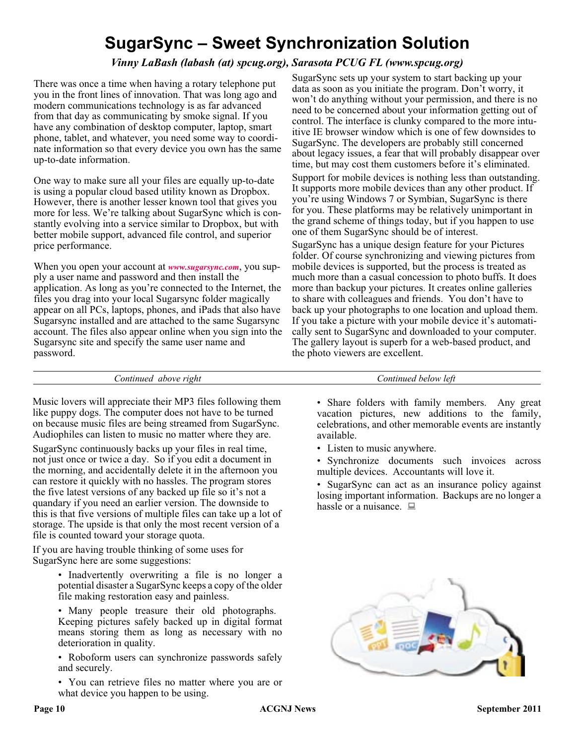# SugarSync – Sweet Synchronization Solution

*Vinny LaBash (labash (at) spcug.org), Sarasota PCUG FL (www.spcug.org)*

There was once a time when having a rotary telephone put you in the front lines of innovation. That was long ago and modern communications technology is as far advanced from that day as communicating by smoke signal. If you have any combination of desktop computer, laptop, smart phone, tablet, and whatever, you need some way to coordinate information so that every device you own has the same up-to-date information.

One way to make sure all your files are equally up-to-date is using a popular cloud based utility known as Dropbox. However, there is another lesser known tool that gives you more for less. We're talking about SugarSync which is constantly evolving into a service similar to Dropbox, but with better mobile support, advanced file control, and superior price performance.

When you open your account at *www.sugarsync.com*, you supply a user name and password and then install the application. As long as you're connected to the Internet, the files you drag into your local Sugarsync folder magically appear on all PCs, laptops, phones, and iPads that also have Sugarsync installed and are attached to the same Sugarsync account. The files also appear online when you sign into the Sugarsync site and specify the same user name and password.

SugarSync sets up your system to start backing up your data as soon as you initiate the program. Don't worry, it won't do anything without your permission, and there is no need to be concerned about your information getting out of control. The interface is clunky compared to the more intuitive IE browser window which is one of few downsides to SugarSync. The developers are probably still concerned about legacy issues, a fear that will probably disappear over time, but may cost them customers before it's eliminated.

Support for mobile devices is nothing less than outstanding. It supports more mobile devices than any other product. If you're using Windows 7 or Symbian, SugarSync is there for you. These platforms may be relatively unimportant in the grand scheme of things today, but if you happen to use one of them SugarSync should be of interest.

SugarSync has a unique design feature for your Pictures folder. Of course synchronizing and viewing pictures from mobile devices is supported, but the process is treated as much more than a casual concession to photo buffs. It does more than backup your pictures. It creates online galleries to share with colleagues and friends. You don't have to back up your photographs to one location and upload them. If you take a picture with your mobile device it's automatically sent to SugarSync and downloaded to your computer. The gallery layout is superb for a web-based product, and the photo viewers are excellent.

Music lovers will appreciate their MP3 files following them like puppy dogs. The computer does not have to be turned on because music files are being streamed from SugarSync. Audiophiles can listen to music no matter where they are.

SugarSync continuously backs up your files in real time, not just once or twice a day. So if you edit a document in the morning, and accidentally delete it in the afternoon you can restore it quickly with no hassles. The program stores the five latest versions of any backed up file so it's not a quandary if you need an earlier version. The downside to this is that five versions of multiple files can take up a lot of storage. The upside is that only the most recent version of a file is counted toward your storage quota.

If you are having trouble thinking of some uses for SugarSync here are some suggestions:

- Inadvertently overwriting a file is no longer a potential disaster a SugarSync keeps a copy of the older file making restoration easy and painless.
- Many people treasure their old photographs. Keeping pictures safely backed up in digital format means storing them as long as necessary with no deterioration in quality.
- Roboform users can synchronize passwords safely and securely.
- You can retrieve files no matter where you are or what device you happen to be using.
- Share folders with family members. Any great vacation pictures, new additions to the family, celebrations, and other memorable events are instantly available.
- Listen to music anywhere.
- Synchronize documents such invoices across multiple devices. Accountants will love it.
- SugarSync can act as an insurance policy against losing important information. Backups are no longer a hassle or a nuisance.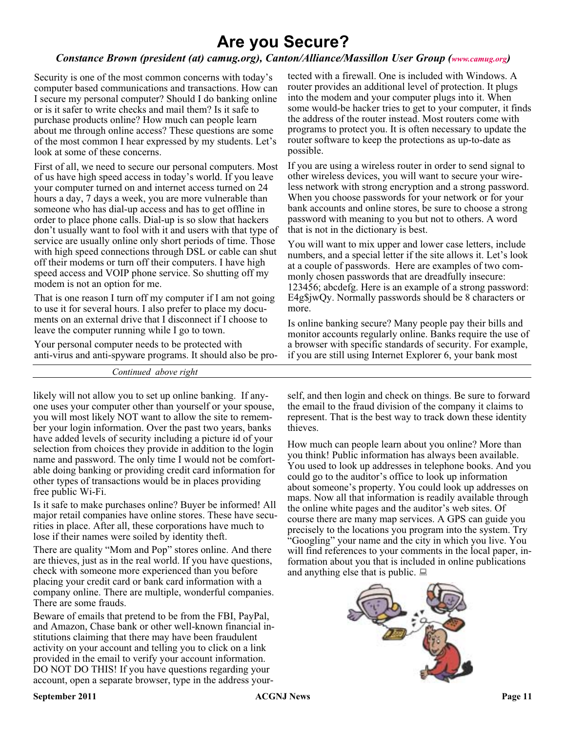# Are you Secure?

*Constance Brown (president (at) camug.org), Canton/Alliance/Massillon User Group (www.camug.org)*

Security is one of the most common concerns with today's computer based communications and transactions. How can I secure my personal computer? Should I do banking online or is it safer to write checks and mail them? Is it safe to purchase products online? How much can people learn about me through online access? These questions are some of the most common I hear expressed by my students. Let's look at some of these concerns.

First of all, we need to secure our personal computers. Most of us have high speed access in today's world. If you leave your computer turned on and internet access turned on 24 hours a day, 7 days a week, you are more vulnerable than someone who has dial-up access and has to get offline in order to place phone calls. Dial-up is so slow that hackers don't usually want to fool with it and users with that type of service are usually online only short periods of time. Those with high speed connections through DSL or cable can shut off their modems or turn off their computers. I have high speed access and VOIP phone service. So shutting off my modem is not an option for me.

That is one reason I turn off my computer if I am not going to use it for several hours. I also prefer to place my documents on an external drive that I disconnect if I choose to leave the computer running while I go to town.

Your personal computer needs to be protected with anti-virus and anti-spyware programs. It should also be protected with a firewall. One is included with Windows. A router provides an additional level of protection. It plugs into the modem and your computer plugs into it. When some would-be hacker tries to get to your computer, it finds the address of the router instead. Most routers come with programs to protect you. It is often necessary to update the router software to keep the protections as up-to-date as possible.

If you are using a wireless router in order to send signal to other wireless devices, you will want to secure your wireless network with strong encryption and a strong password. When you choose passwords for your network or for your bank accounts and online stores, be sure to choose a strong password with meaning to you but not to others. A word that is not in the dictionary is best.

You will want to mix upper and lower case letters, include numbers, and a special letter if the site allows it. Let's look at a couple of passwords. Here are examples of two commonly chosen passwords that are dreadfully insecure: 123456; abcdefg. Here is an example of a strong password: E4g$jwQy. Normally passwords should be 8 characters or more.

Is online banking secure? Many people pay their bills and monitor accounts regularly online. Banks require the use of a browser with specific standards of security. For example, if you are still using Internet Explorer 6, your bank most likely will not allow you to set up online banking. If anyone uses your computer other than yourself or your spouse, you will most likely NOT want to allow the site to remember your login information. Over the past two years, banks have added levels of security including a picture id of your selection from choices they provide in addition to the login name and password. The only time I would not be comfortable doing banking or providing credit card information for other types of transactions would be in places providing free public Wi-Fi.

Is it safe to make purchases online? Buyer be informed! All major retail companies have online stores. These have securities in place. After all, these corporations have much to lose if their names were soiled by identity theft.

There are quality "Mom and Pop" stores online. And there are thieves, just as in the real world. If you have questions, check with someone more experienced than you before placing your credit card or bank card information with a company online. There are multiple, wonderful companies. There are some frauds.

Beware of emails that pretend to be from the FBI, PayPal, and Amazon, Chase bank or other well-known financial institutions claiming that there may have been fraudulent activity on your account and telling you to click on a link provided in the email to verify your account information. DO NOT DO THIS! If you have questions regarding your account, open a separate browser, type in the address yourself, and then login and check on things. Be sure to forward the email to the fraud division of the company it claims to represent. That is the best way to track down these identity thieves.

How much can people learn about you online? More than you think! Public information has always been available. You used to look up addresses in telephone books. And you could go to the auditor's office to look up information about someone's property. You could look up addresses on maps. Now all that information is readily available through the online white pages and the auditor's web sites. Of course there are many map services. A GPS can guide you precisely to the locations you program into the system. Try "Googling" your name and the city in which you live. You will find references to your comments in the local paper, information about you that is included in online publications and anything else that is public.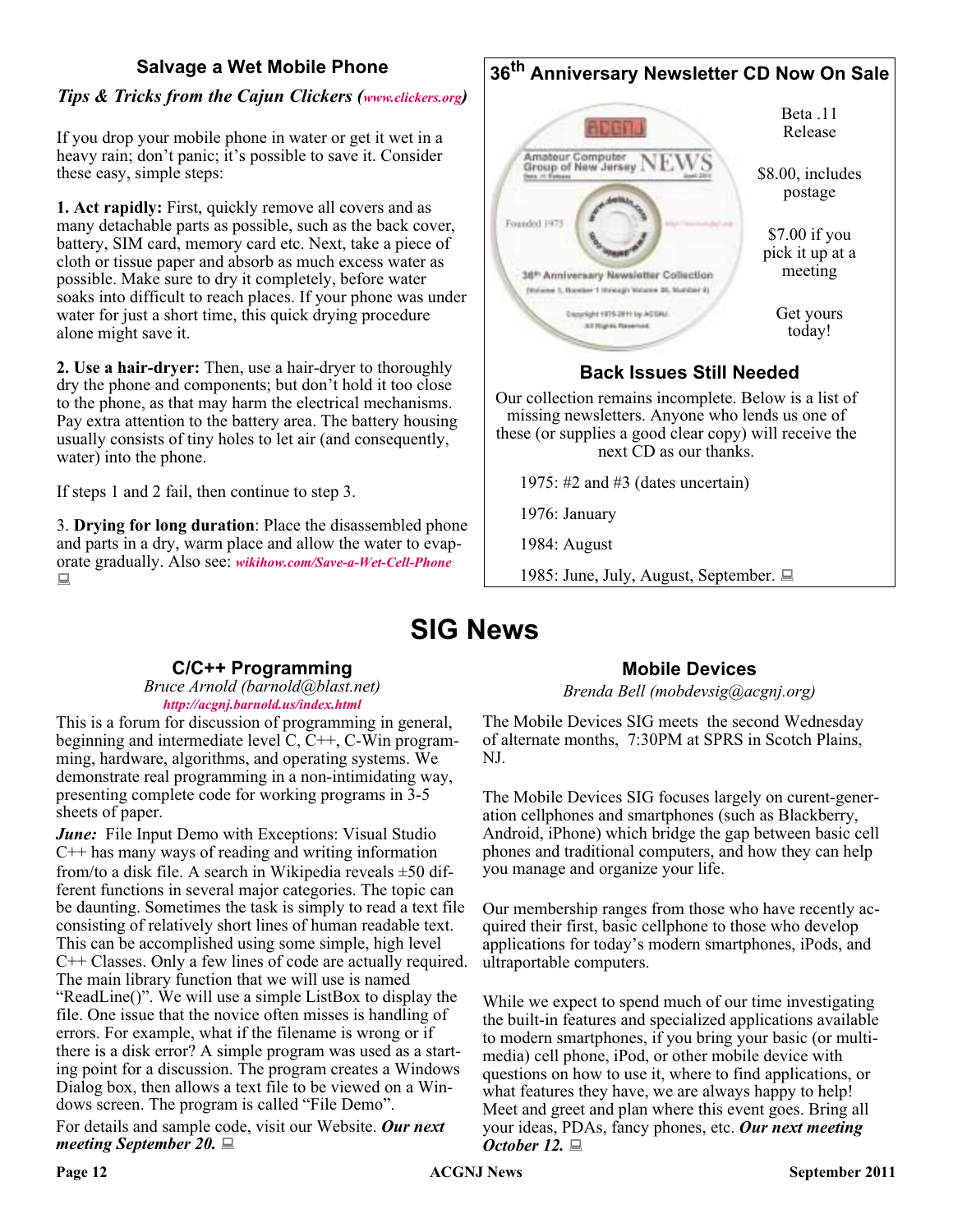## Salvage a Wet Mobile Phone

*Tips & Tricks from the Cajun Clickers (www.clickers.org)*

If you drop your mobile phone in water or get it wet in a heavy rain; don't panic; it's possible to save it. Consider these easy, simple steps:

**1. Act rapidly:** First, quickly remove all covers and as many detachable parts as possible, such as the back cover, battery, SIM card, memory card etc. Next, take a piece of cloth or tissue paper and absorb as much excess water as possible. Make sure to dry it completely, before water soaks into difficult to reach places. If your phone was under water for just a short time, this quick drying procedure alone might save it.

**2. Use a hair-dryer:** Then, use a hair-dryer to thoroughly dry the phone and components; but don't hold it too close to the phone, as that may harm the electrical mechanisms. Pay extra attention to the battery area. The battery housing usually consists of tiny holes to let air (and consequently, water) into the phone.

If steps 1 and 2 fail, then continue to step 3.

3. **Drying for long duration**: Place the disassembled phone and parts in a dry, warm place and allow the water to evaporate gradually. Also see: *wikihow.com/Save-a-Wet-Cell-Phone*

## 36th Anniversary Newsletter CD Now On Sale

Beta .11 Release

$8.00, includes postage

$7.00 if you pick it up at a meeting

Get yours today!

### Back Issues Still Needed

Our collection remains incomplete. Below is a list of missing newsletters. Anyone who lends us one of these (or supplies a good clear copy) will receive the next CD as our thanks.

1975: #2 and #3 (dates uncertain)

1976: January

1984: August

1985: June, July, August, September.

# SIG News

## C/C++ Programming

*Bruce Arnold (barnold@blast.net)*
*http://acgnj.barnold.us/index.html*

This is a forum for discussion of programming in general, beginning and intermediate level C, C++, C-Win programming, hardware, algorithms, and operating systems. We demonstrate real programming in a non-intimidating way, presenting complete code for working programs in 3-5 sheets of paper.

***June:*** File Input Demo with Exceptions: Visual Studio C++ has many ways of reading and writing information from/to a disk file. A search in Wikipedia reveals ±50 different functions in several major categories. The topic can be daunting. Sometimes the task is simply to read a text file consisting of relatively short lines of human readable text. This can be accomplished using some simple, high level C++ Classes. Only a few lines of code are actually required. The main library function that we will use is named "ReadLine()". We will use a simple ListBox to display the file. One issue that the novice often misses is handling of errors. For example, what if the filename is wrong or if there is a disk error? A simple program was used as a starting point for a discussion. The program creates a Windows Dialog box, then allows a text file to be viewed on a Windows screen. The program is called "File Demo".

For details and sample code, visit our Website. ***Our next meeting September 20.***

## Mobile Devices

*Brenda Bell (mobdevsig@acgnj.org)*

The Mobile Devices SIG meets the second Wednesday of alternate months, 7:30PM at SPRS in Scotch Plains, NJ.

The Mobile Devices SIG focuses largely on curent-generation cellphones and smartphones (such as Blackberry, Android, iPhone) which bridge the gap between basic cell phones and traditional computers, and how they can help you manage and organize your life.

Our membership ranges from those who have recently acquired their first, basic cellphone to those who develop applications for today's modern smartphones, iPods, and ultraportable computers.

While we expect to spend much of our time investigating the built-in features and specialized applications available to modern smartphones, if you bring your basic (or multimedia) cell phone, iPod, or other mobile device with questions on how to use it, where to find applications, or what features they have, we are always happy to help! Meet and greet and plan where this event goes. Bring all your ideas, PDAs, fancy phones, etc. ***Our next meeting October 12.***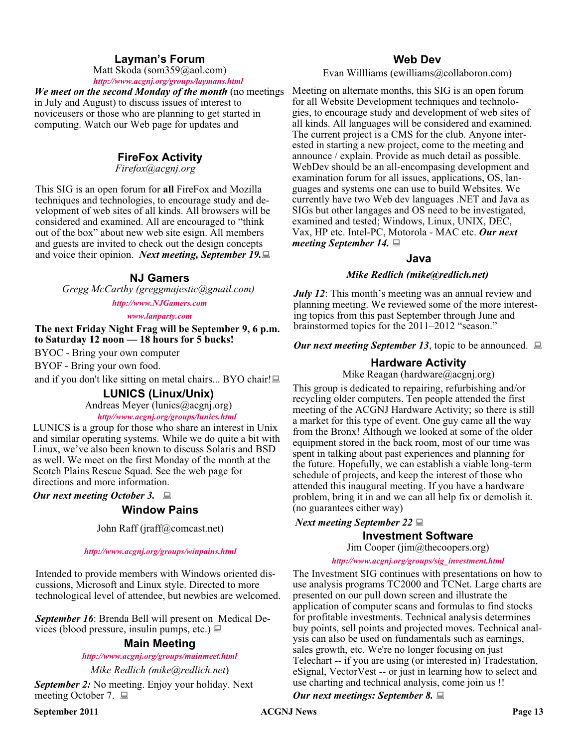## Layman's Forum

Matt Skoda (som359@aol.com)

*http://www.acgnj.org/groups/laymans.html*

***We meet on the second Monday of the month*** (no meetings in July and August) to discuss issues of interest to noviceusers or those who are planning to get started in computing. Watch our Web page for updates and

## FireFox Activity

*Firefox@acgnj.org*

This SIG is an open forum for **all** FireFox and Mozilla techniques and technologies, to encourage study and development of web sites of all kinds. All browsers will be considered and examined. All are encouraged to "think out of the box" about new web site esign. All members and guests are invited to check out the design concepts and voice their opinion. ***Next meeting, September 19.***

## NJ Gamers

*Gregg McCarthy (greggmajestic@gmail.com)*

*http://www.NJGamers.com*

*www.lanparty.com*

**The next Friday Night Frag will be September 9, 6 p.m. to Saturday 12 noon — 18 hours for 5 bucks!**

BYOC - Bring your own computer

BYOF - Bring your own food.

and if you don't like sitting on metal chairs... BYO chair!

## LUNICS (Linux/Unix)

Andreas Meyer (lunics@acgnj.org)

*http//www.acgnj.org/groups/lunics.html*

LUNICS is a group for those who share an interest in Unix and similar operating systems. While we do quite a bit with Linux, we've also been known to discuss Solaris and BSD as well. We meet on the first Monday of the month at the Scotch Plains Rescue Squad. See the web page for directions and more information.

***Our next meeting October 3.***

## Window Pains

John Raff (jraff@comcast.net)

*http://www.acgnj.org/groups/winpains.html*

Intended to provide members with Windows oriented discussions, Microsoft and Linux style. Directed to more technological level of attendee, but newbies are welcomed.

***September 16***: Brenda Bell will present on Medical Devices (blood pressure, insulin pumps, etc.)

## Main Meeting

*http://www.acgnj.org/groups/mainmeet.html*

*Mike Redlich (mike@redlich.net)*

***September 2:*** No meeting. Enjoy your holiday. Next meeting October 7.

## Web Dev

Evan Willliams (ewilliams@collaboron.com)

Meeting on alternate months, this SIG is an open forum for all Website Development techniques and technologies, to encourage study and development of web sites of all kinds. All languages will be considered and examined. The current project is a CMS for the club. Anyone interested in starting a new project, come to the meeting and announce / explain. Provide as much detail as possible. WebDev should be an all-encompasing development and examination forum for all issues, applications, OS, languages and systems one can use to build Websites. We currently have two Web dev languages .NET and Java as SIGs but other langages and OS need to be investigated, examined and tested; Windows, Linux, UNIX, DEC, Vax, HP etc. Intel-PC, Motorola - MAC etc. ***Our next meeting September 14.***

## Java

*Mike Redlich (mike@redlich.net)*

***July 12***: This month's meeting was an annual review and planning meeting. We reviewed some of the more interesting topics from this past September through June and brainstormed topics for the 2011–2012 "season."

***Our next meeting September 13***, topic to be announced.

## Hardware Activity

Mike Reagan (hardware@acgnj.org)

This group is dedicated to repairing, refurbishing and/or recycling older computers. Ten people attended the first meeting of the ACGNJ Hardware Activity; so there is still a market for this type of event. One guy came all the way from the Bronx! Although we looked at some of the older equipment stored in the back room, most of our time was spent in talking about past experiences and planning for the future. Hopefully, we can establish a viable long-term schedule of projects, and keep the interest of those who attended this inaugural meeting. If you have a hardware problem, bring it in and we can all help fix or demolish it. (no guarantees either way)

***Next meeting September 22***

## Investment Software

Jim Cooper (jim@thecoopers.org)

*http://www.acgnj.org/groups/sig_investment.html*

The Investment SIG continues with presentations on how to use analysis programs TC2000 and TCNet. Large charts are presented on our pull down screen and illustrate the application of computer scans and formulas to find stocks for profitable investments. Technical analysis determines buy points, sell points and projected moves. Technical analysis can also be used on fundamentals such as earnings, sales growth, etc. We're no longer focusing on just Telechart -- if you are using (or interested in) Tradestation, eSignal, VectorVest -- or just in learning how to select and use charting and technical analysis, come join us !!

***Our next meetings: September 8.***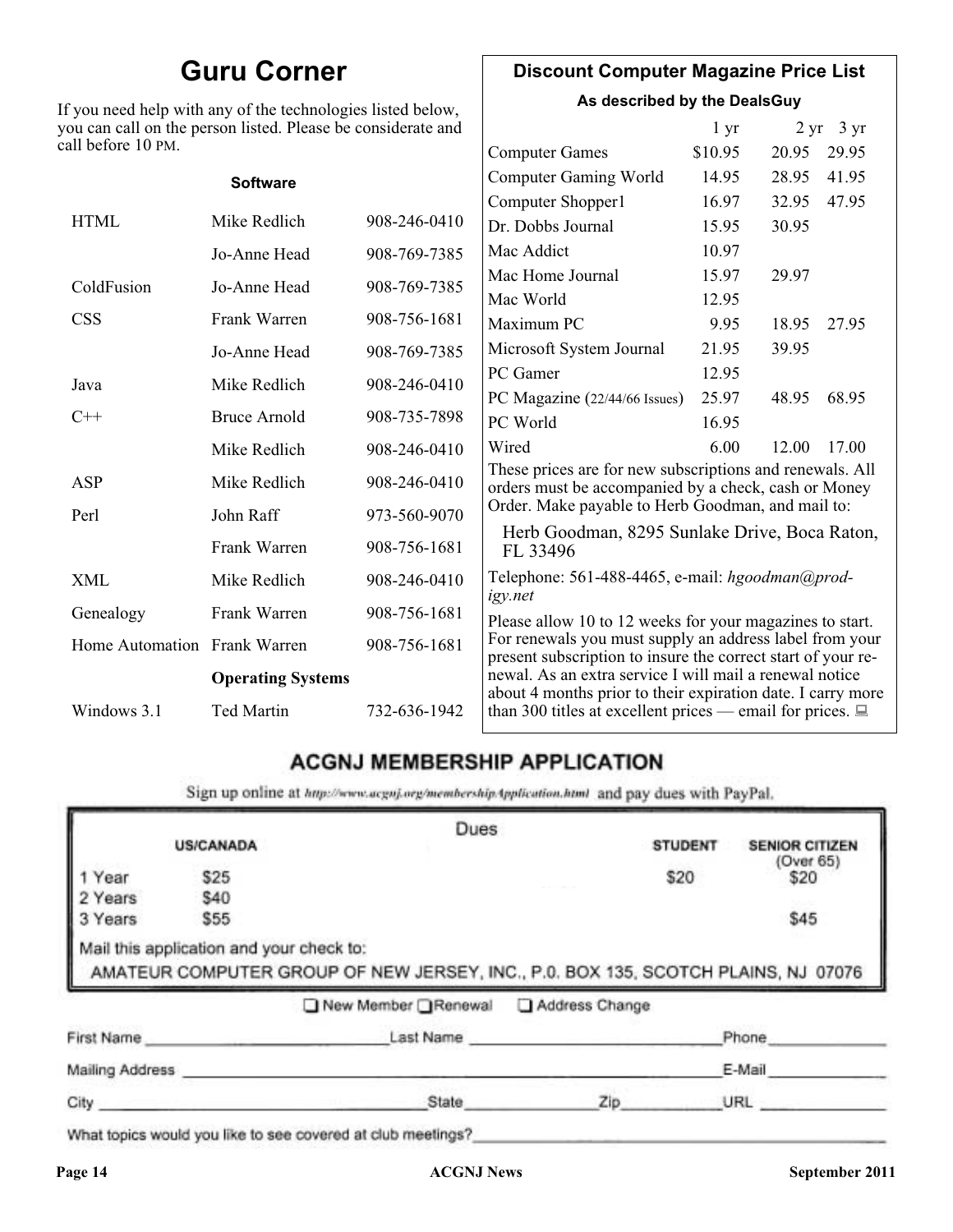## Guru Corner

If you need help with any of the technologies listed below, you can call on the person listed. Please be considerate and call before 10 PM.

**Software**

| | | |
|---|---|---|
| HTML | Mike Redlich | 908-246-0410 |
| | Jo-Anne Head | 908-769-7385 |
| ColdFusion | Jo-Anne Head | 908-769-7385 |
| CSS | Frank Warren | 908-756-1681 |
| | Jo-Anne Head | 908-769-7385 |
| Java | Mike Redlich | 908-246-0410 |
| C++ | Bruce Arnold | 908-735-7898 |
| | Mike Redlich | 908-246-0410 |
| ASP | Mike Redlich | 908-246-0410 |
| Perl | John Raff | 973-560-9070 |
| | Frank Warren | 908-756-1681 |
| XML | Mike Redlich | 908-246-0410 |
| Genealogy | Frank Warren | 908-756-1681 |
| Home Automation | Frank Warren | 908-756-1681 |
| | **Operating Systems** | |
| Windows 3.1 | Ted Martin | 732-636-1942 |

## Discount Computer Magazine Price List

**As described by the DealsGuy**

| | 1 yr | 2 yr | 3 yr |
|---|---|---|---|
| Computer Games | $10.95 | 20.95 | 29.95 |
| Computer Gaming World | 14.95 | 28.95 | 41.95 |
| Computer Shopper1 | 16.97 | 32.95 | 47.95 |
| Dr. Dobbs Journal | 15.95 | 30.95 | |
| Mac Addict | 10.97 | | |
| Mac Home Journal | 15.97 | 29.97 | |
| Mac World | 12.95 | | |
| Maximum PC | 9.95 | 18.95 | 27.95 |
| Microsoft System Journal | 21.95 | 39.95 | |
| PC Gamer | 12.95 | | |
| PC Magazine (22/44/66 Issues) | 25.97 | 48.95 | 68.95 |
| PC World | 16.95 | | |
| Wired | 6.00 | 12.00 | 17.00 |

These prices are for new subscriptions and renewals. All orders must be accompanied by a check, cash or Money Order. Make payable to Herb Goodman, and mail to:

Herb Goodman, 8295 Sunlake Drive, Boca Raton, FL 33496

Telephone: 561-488-4465, e-mail: *hgoodman@prodigy.net*

Please allow 10 to 12 weeks for your magazines to start. For renewals you must supply an address label from your present subscription to insure the correct start of your renewal. As an extra service I will mail a renewal notice about 4 months prior to their expiration date. I carry more than 300 titles at excellent prices — email for prices.

## ACGNJ MEMBERSHIP APPLICATION

Sign up online at http://www.acgnj.org/membershipApplication.html and pay dues with PayPal.

**Dues**

| | US/CANADA | STUDENT | SENIOR CITIZEN (Over 65) |
|---|---|---|---|
| 1 Year | $25 | $20 | $20 |
| 2 Years | $40 | | |
| 3 Years | $55 | | $45 |

Mail this application and your check to:

AMATEUR COMPUTER GROUP OF NEW JERSEY, INC., P.0. BOX 135, SCOTCH PLAINS, NJ 07076

☐ New Member ☐ Renewal ☐ Address Change

First Name ____________ Last Name ____________ Phone ____________

Mailing Address ____________ E-Mail ____________

City ____________ State ______ Zip ______ URL ____________

What topics would you like to see covered at club meetings? ____________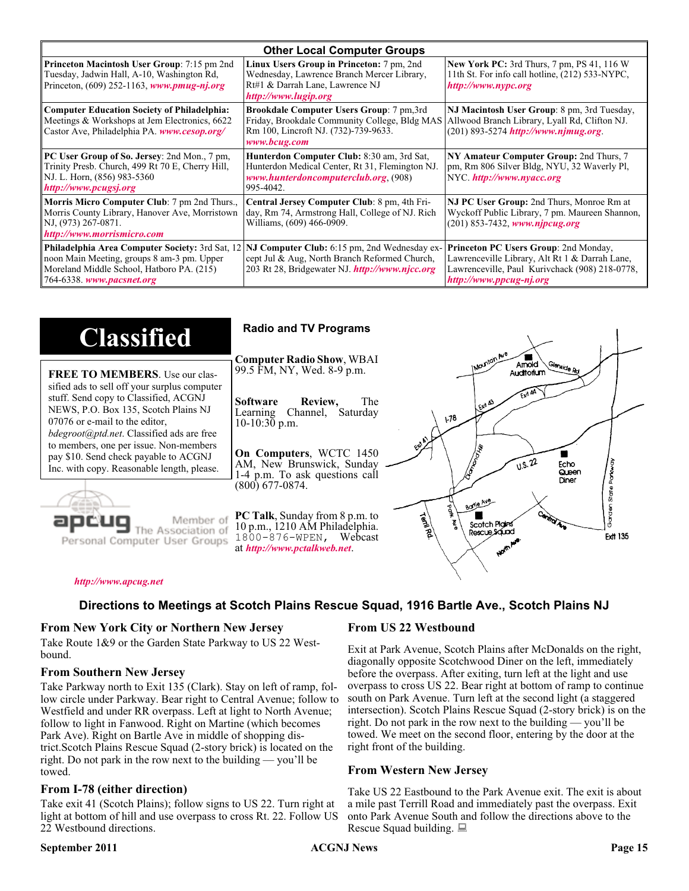## Other Local Computer Groups

| | | |
|---|---|---|
| **Princeton Macintosh User Group**: 7:15 pm 2nd Tuesday, Jadwin Hall, A-10, Washington Rd, Princeton, (609) 252-1163, ***www.pmug-nj.org*** | **Linux Users Group in Princeton:** 7 pm, 2nd Wednesday, Lawrence Branch Mercer Library, Rt#1 & Darrah Lane, Lawrence NJ ***http://www.lugip.org*** | **New York PC:** 3rd Thurs, 7 pm, PS 41, 116 W 11th St. For info call hotline, (212) 533-NYPC, ***http://www.nypc.org*** |
| **Computer Education Society of Philadelphia:** Meetings & Workshops at Jem Electronics, 6622 Castor Ave, Philadelphia PA. ***www.cesop.org/*** | **Brookdale Computer Users Group**: 7 pm,3rd Friday, Brookdale Community College, Bldg MAS Rm 100, Lincroft NJ. (732)-739-9633. ***www.bcug.com*** | **NJ Macintosh User Group**: 8 pm, 3rd Tuesday, Allwood Branch Library, Lyall Rd, Clifton NJ. (201) 893-5274 ***http://www.njmug.org***. |
| **PC User Group of So. Jersey**: 2nd Mon., 7 pm, Trinity Presb. Church, 499 Rt 70 E, Cherry Hill, NJ. L. Horn, (856) 983-5360 ***http://www.pcugsj.org*** | **Hunterdon Computer Club:** 8:30 am, 3rd Sat, Hunterdon Medical Center, Rt 31, Flemington NJ. ***www.hunterdoncomputerclub.org***, (908) 995-4042. | **NY Amateur Computer Group:** 2nd Thurs, 7 pm, Rm 806 Silver Bldg, NYU, 32 Waverly Pl, NYC. ***http://www.nyacc.org*** |
| **Morris Micro Computer Club**: 7 pm 2nd Thurs., Morris County Library, Hanover Ave, Morristown NJ, (973) 267-0871. ***http://www.morrismicro.com*** | **Central Jersey Computer Club**: 8 pm, 4th Friday, Rm 74, Armstrong Hall, College of NJ. Rich Williams, (609) 466-0909. | **NJ PC User Group:** 2nd Thurs, Monroe Rm at Wyckoff Public Library, 7 pm. Maureen Shannon, (201) 853-7432, ***www.njpcug.org*** |
| **Philadelphia Area Computer Society:** 3rd Sat, 12 noon Main Meeting, groups 8 am-3 pm. Upper Moreland Middle School, Hatboro PA. (215) 764-6338. ***www.pacsnet.org*** | **NJ Computer Club:** 6:15 pm, 2nd Wednesday except Jul & Aug, North Branch Reformed Church, 203 Rt 28, Bridgewater NJ. ***http://www.njcc.org*** | **Princeton PC Users Group**: 2nd Monday, Lawrenceville Library, Alt Rt 1 & Darrah Lane, Lawrenceville, Paul Kurivchack (908) 218-0778, ***http://www.ppcug-nj.org*** |

# Classified

**FREE TO MEMBERS**. Use our classified ads to sell off your surplus computer stuff. Send copy to Classified, ACGNJ NEWS, P.O. Box 135, Scotch Plains NJ 07076 or e-mail to the editor, *bdegroot@ptd.net*. Classified ads are free to members, one per issue. Non-members pay $10. Send check payable to ACGNJ Inc. with copy. Reasonable length, please.

apcug Member of The Association of Personal Computer User Groups

***http://www.apcug.net***

## Radio and TV Programs

**Computer Radio Show**, WBAI 99.5 FM, NY, Wed. 8-9 p.m.

**Software Review,** The Learning Channel, Saturday 10-10:30 p.m.

**On Computers**, WCTC 1450 AM, New Brunswick, Sunday 1-4 p.m. To ask questions call (800) 677-0874.

**PC Talk**, Sunday from 8 p.m. to 10 p.m., 1210 AM Philadelphia. 1800-876-WPEN, Webcast at ***http://www.pctalkweb.net***.

Mountain Ave, Arnold Auditorium, Glenside Rd, Exit 44, Exit 43, I-78, Exit 41, Diamond Hill, U.S. 22, Echo Queen Diner, Garden State Parkway, Bartle Ave, Park Ave, Terrill Rd., Scotch Plains Rescue Squad, Central Ave, North Ave., Exit 135

## Directions to Meetings at Scotch Plains Rescue Squad, 1916 Bartle Ave., Scotch Plains NJ

### From New York City or Northern New Jersey

Take Route 1&9 or the Garden State Parkway to US 22 Westbound.

### From Southern New Jersey

Take Parkway north to Exit 135 (Clark). Stay on left of ramp, follow circle under Parkway. Bear right to Central Avenue; follow to Westfield and under RR overpass. Left at light to North Avenue; follow to light in Fanwood. Right on Martine (which becomes Park Ave). Right on Bartle Ave in middle of shopping district.Scotch Plains Rescue Squad (2-story brick) is located on the right. Do not park in the row next to the building — you'll be towed.

### From I-78 (either direction)

Take exit 41 (Scotch Plains); follow signs to US 22. Turn right at light at bottom of hill and use overpass to cross Rt. 22. Follow US 22 Westbound directions.

### From US 22 Westbound

Exit at Park Avenue, Scotch Plains after McDonalds on the right, diagonally opposite Scotchwood Diner on the left, immediately before the overpass. After exiting, turn left at the light and use overpass to cross US 22. Bear right at bottom of ramp to continue south on Park Avenue. Turn left at the second light (a staggered intersection). Scotch Plains Rescue Squad (2-story brick) is on the right. Do not park in the row next to the building — you'll be towed. We meet on the second floor, entering by the door at the right front of the building.

### From Western New Jersey

Take US 22 Eastbound to the Park Avenue exit. The exit is about a mile past Terrill Road and immediately past the overpass. Exit onto Park Avenue South and follow the directions above to the Rescue Squad building.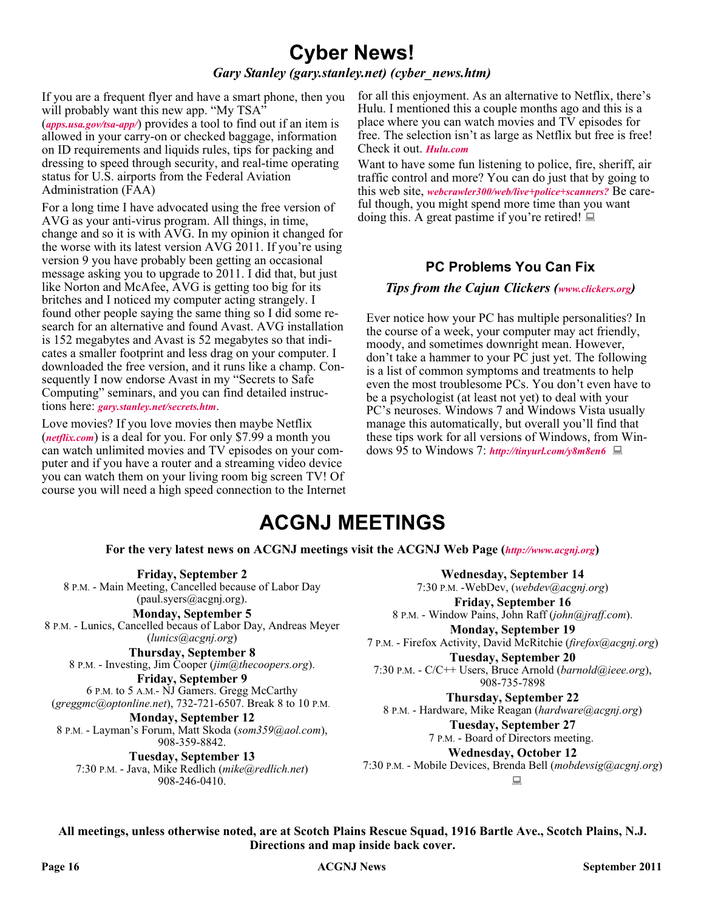# Cyber News!

*Gary Stanley (gary.stanley.net) (cyber_news.htm)*

If you are a frequent flyer and have a smart phone, then you will probably want this new app. "My TSA" (*apps.usa.gov/tsa-app/*) provides a tool to find out if an item is allowed in your carry-on or checked baggage, information on ID requirements and liquids rules, tips for packing and dressing to speed through security, and real-time operating status for U.S. airports from the Federal Aviation Administration (FAA)

For a long time I have advocated using the free version of AVG as your anti-virus program. All things, in time, change and so it is with AVG. In my opinion it changed for the worse with its latest version AVG 2011. If you're using version 9 you have probably been getting an occasional message asking you to upgrade to 2011. I did that, but just like Norton and McAfee, AVG is getting too big for its britches and I noticed my computer acting strangely. I found other people saying the same thing so I did some research for an alternative and found Avast. AVG installation is 152 megabytes and Avast is 52 megabytes so that indicates a smaller footprint and less drag on your computer. I downloaded the free version, and it runs like a champ. Consequently I now endorse Avast in my "Secrets to Safe Computing" seminars, and you can find detailed instructions here: *gary.stanley.net/secrets.htm*.

Love movies? If you love movies then maybe Netflix (*netflix.com*) is a deal for you. For only $7.99 a month you can watch unlimited movies and TV episodes on your computer and if you have a router and a streaming video device you can watch them on your living room big screen TV! Of course you will need a high speed connection to the Internet for all this enjoyment. As an alternative to Netflix, there's Hulu. I mentioned this a couple months ago and this is a place where you can watch movies and TV episodes for free. The selection isn't as large as Netflix but free is free! Check it out. *Hulu.com*

Want to have some fun listening to police, fire, sheriff, air traffic control and more? You can do just that by going to this web site, *webcrawler300/web/live+police+scanners?* Be careful though, you might spend more time than you want doing this. A great pastime if you're retired!

## PC Problems You Can Fix

*Tips from the Cajun Clickers (www.clickers.org)*

Ever notice how your PC has multiple personalities? In the course of a week, your computer may act friendly, moody, and sometimes downright mean. However, don't take a hammer to your PC just yet. The following is a list of common symptoms and treatments to help even the most troublesome PCs. You don't even have to be a psychologist (at least not yet) to deal with your PC's neuroses. Windows 7 and Windows Vista usually manage this automatically, but overall you'll find that these tips work for all versions of Windows, from Windows 95 to Windows 7: *http://tinyurl.com/y8m8en6*

# ACGNJ MEETINGS

**For the very latest news on ACGNJ meetings visit the ACGNJ Web Page (*http://www.acgnj.org*)**

**Friday, September 2**
8 P.M. - Main Meeting, Cancelled because of Labor Day (paul.syers@acgnj.org).

**Monday, September 5**
8 P.M. - Lunics, Cancelled becaus of Labor Day, Andreas Meyer (*lunics@acgnj.org*)

**Thursday, September 8**
8 P.M. - Investing, Jim Cooper (*jim@thecoopers.org*).

**Friday, September 9**
6 P.M. to 5 A.M.- NJ Gamers. Gregg McCarthy (*greggmc@optonline.net*), 732-721-6507. Break 8 to 10 P.M.

**Monday, September 12**
8 P.M. - Layman's Forum, Matt Skoda (*som359@aol.com*), 908-359-8842.

**Tuesday, September 13**
7:30 P.M. - Java, Mike Redlich (*mike@redlich.net*) 908-246-0410.

**Wednesday, September 14**
7:30 P.M. -WebDev, (*webdev@acgnj.org*)

**Friday, September 16**
8 P.M. - Window Pains, John Raff (*john@jraff.com*).

**Monday, September 19**
7 P.M. - Firefox Activity, David McRitchie (*firefox@acgnj.org*)

**Tuesday, September 20**
7:30 P.M. - C/C++ Users, Bruce Arnold (*barnold@ieee.org*), 908-735-7898

**Thursday, September 22**
8 P.M. - Hardware, Mike Reagan (*hardware@acgnj.org*)

**Tuesday, September 27**
7 P.M. - Board of Directors meeting.

**Wednesday, October 12**
7:30 P.M. - Mobile Devices, Brenda Bell (*mobdevsig@acgnj.org*)

**All meetings, unless otherwise noted, are at Scotch Plains Rescue Squad, 1916 Bartle Ave., Scotch Plains, N.J. Directions and map inside back cover.**